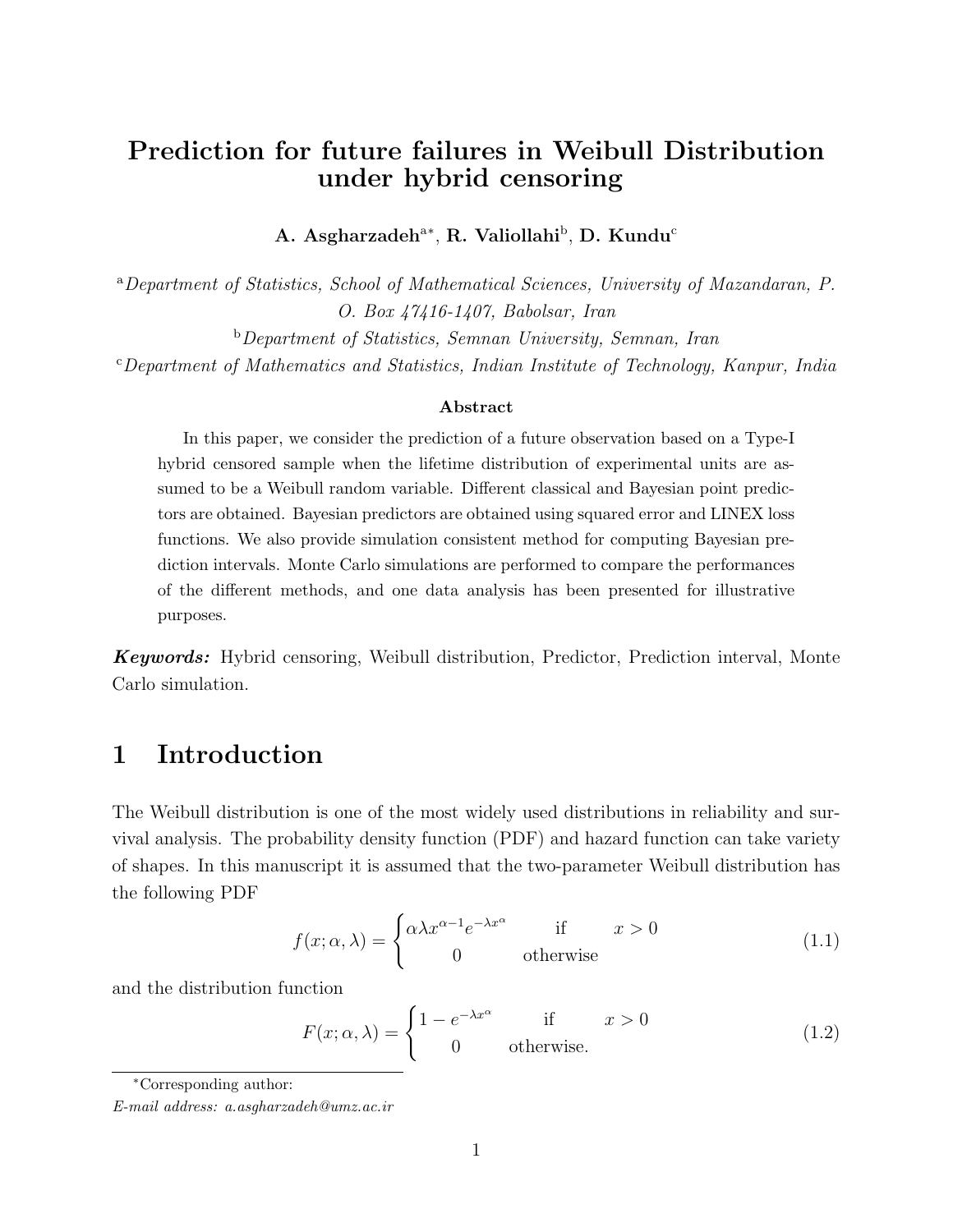# Prediction for future failures in Weibull Distribution under hybrid censoring

**A. Asgharzadeh**[a*], **R. Valiollahi**[b], **D. Kundu**[c]

[a]*Department of Statistics, School of Mathematical Sciences, University of Mazandaran, P. O. Box 47416-1407, Babolsar, Iran*

[b]*Department of Statistics, Semnan University, Semnan, Iran*

[c]*Department of Mathematics and Statistics, Indian Institute of Technology, Kanpur, India*

**Abstract**

In this paper, we consider the prediction of a future observation based on a Type-I hybrid censored sample when the lifetime distribution of experimental units are assumed to be a Weibull random variable. Different classical and Bayesian point predictors are obtained. Bayesian predictors are obtained using squared error and LINEX loss functions. We also provide simulation consistent method for computing Bayesian prediction intervals. Monte Carlo simulations are performed to compare the performances of the different methods, and one data analysis has been presented for illustrative purposes.

***Keywords:*** Hybrid censoring, Weibull distribution, Predictor, Prediction interval, Monte Carlo simulation.

## 1 Introduction

The Weibull distribution is one of the most widely used distributions in reliability and survival analysis. The probability density function (PDF) and hazard function can take variety of shapes. In this manuscript it is assumed that the two-parameter Weibull distribution has the following PDF

$$f(x;\alpha,\lambda) = \begin{cases} \alpha\lambda x^{\alpha-1}e^{-\lambda x^{\alpha}} & \text{if} \quad x > 0 \\ 0 & \text{otherwise} \end{cases} \tag{1.1}$$

and the distribution function

$$F(x;\alpha,\lambda) = \begin{cases} 1 - e^{-\lambda x^{\alpha}} & \text{if} \quad x > 0 \\ 0 & \text{otherwise.} \end{cases} \tag{1.2}$$

---

*Corresponding author:

*E-mail address: a.asgharzadeh@umz.ac.ir*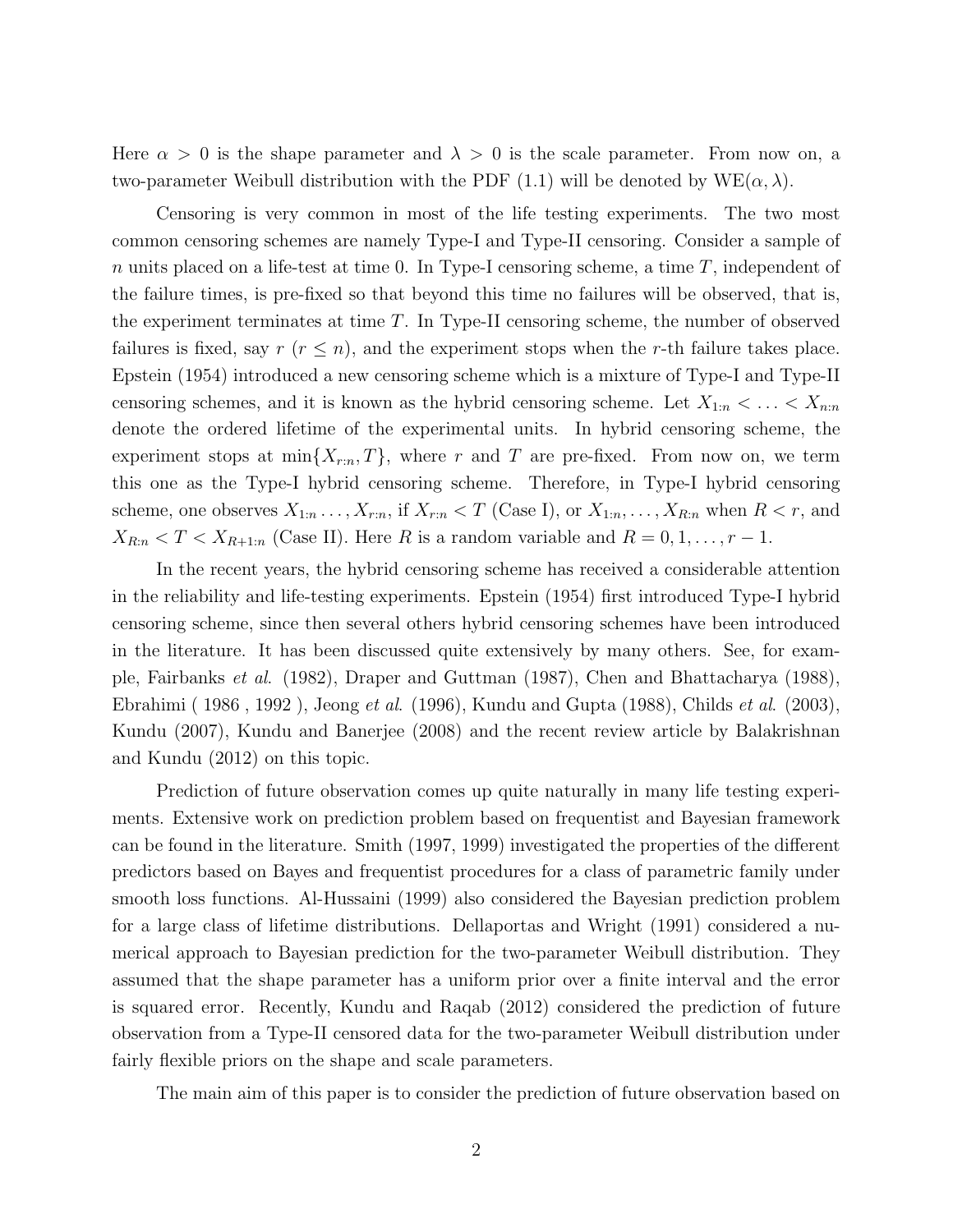Here $\alpha > 0$ is the shape parameter and $\lambda > 0$ is the scale parameter. From now on, a two-parameter Weibull distribution with the PDF (1.1) will be denoted by $\text{WE}(\alpha, \lambda)$.

Censoring is very common in most of the life testing experiments. The two most common censoring schemes are namely Type-I and Type-II censoring. Consider a sample of $n$ units placed on a life-test at time 0. In Type-I censoring scheme, a time $T$, independent of the failure times, is pre-fixed so that beyond this time no failures will be observed, that is, the experiment terminates at time $T$. In Type-II censoring scheme, the number of observed failures is fixed, say $r$ ($r \leq n$), and the experiment stops when the $r$-th failure takes place. Epstein (1954) introduced a new censoring scheme which is a mixture of Type-I and Type-II censoring schemes, and it is known as the hybrid censoring scheme. Let $X_{1:n} < \ldots < X_{n:n}$ denote the ordered lifetime of the experimental units. In hybrid censoring scheme, the experiment stops at $\min\{X_{r:n}, T\}$, where $r$ and $T$ are pre-fixed. From now on, we term this one as the Type-I hybrid censoring scheme. Therefore, in Type-I hybrid censoring scheme, one observes $X_{1:n} \ldots, X_{r:n}$, if $X_{r:n} < T$ (Case I), or $X_{1:n}, \ldots, X_{R:n}$ when $R < r$, and $X_{R:n} < T < X_{R+1:n}$ (Case II). Here $R$ is a random variable and $R = 0, 1, \ldots, r-1$.

In the recent years, the hybrid censoring scheme has received a considerable attention in the reliability and life-testing experiments. Epstein (1954) first introduced Type-I hybrid censoring scheme, since then several others hybrid censoring schemes have been introduced in the literature. It has been discussed quite extensively by many others. See, for example, Fairbanks *et al*. (1982), Draper and Guttman (1987), Chen and Bhattacharya (1988), Ebrahimi ( 1986 , 1992 ), Jeong *et al*. (1996), Kundu and Gupta (1988), Childs *et al*. (2003), Kundu (2007), Kundu and Banerjee (2008) and the recent review article by Balakrishnan and Kundu (2012) on this topic.

Prediction of future observation comes up quite naturally in many life testing experiments. Extensive work on prediction problem based on frequentist and Bayesian framework can be found in the literature. Smith (1997, 1999) investigated the properties of the different predictors based on Bayes and frequentist procedures for a class of parametric family under smooth loss functions. Al-Hussaini (1999) also considered the Bayesian prediction problem for a large class of lifetime distributions. Dellaportas and Wright (1991) considered a numerical approach to Bayesian prediction for the two-parameter Weibull distribution. They assumed that the shape parameter has a uniform prior over a finite interval and the error is squared error. Recently, Kundu and Raqab (2012) considered the prediction of future observation from a Type-II censored data for the two-parameter Weibull distribution under fairly flexible priors on the shape and scale parameters.

The main aim of this paper is to consider the prediction of future observation based on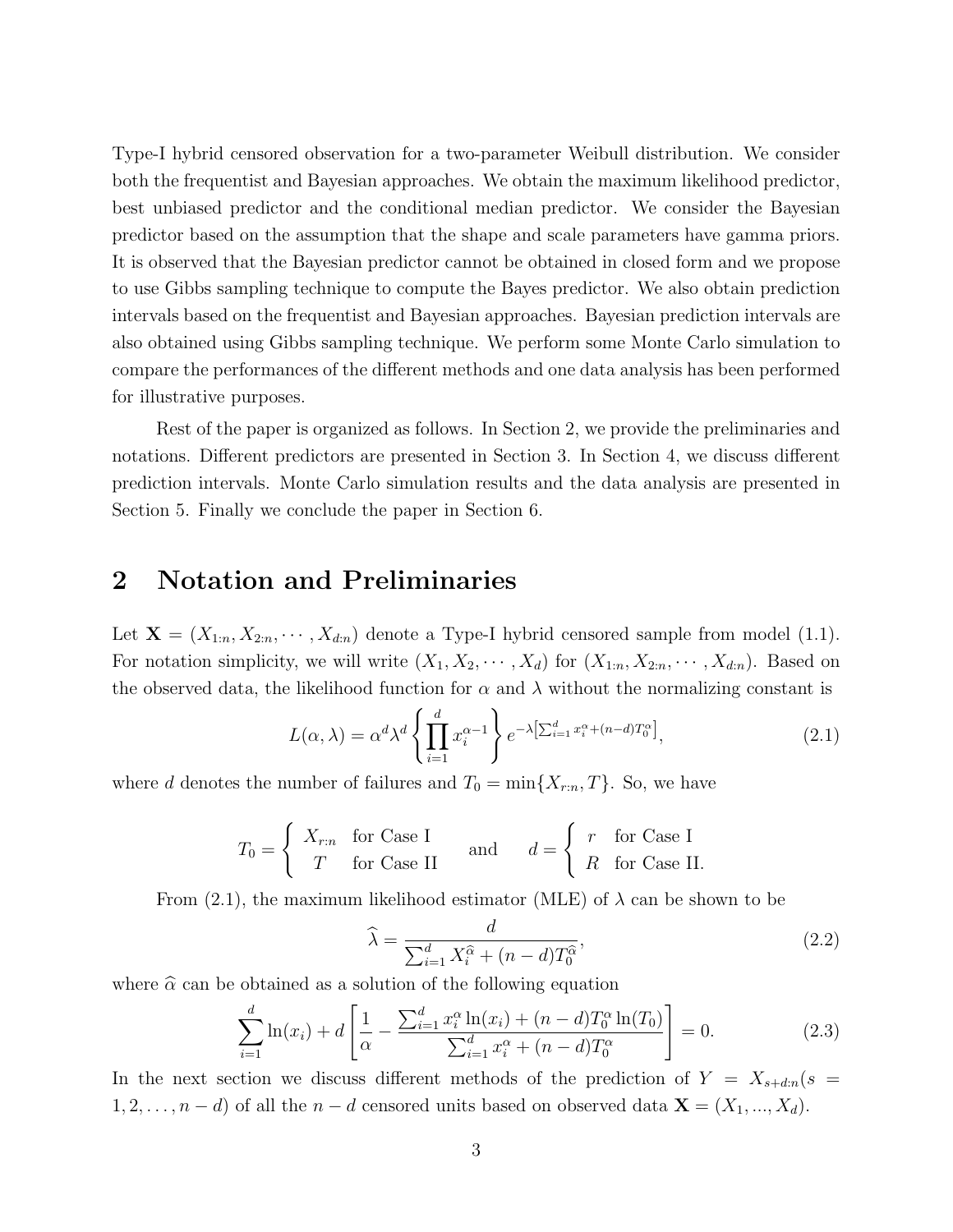Type-I hybrid censored observation for a two-parameter Weibull distribution. We consider both the frequentist and Bayesian approaches. We obtain the maximum likelihood predictor, best unbiased predictor and the conditional median predictor. We consider the Bayesian predictor based on the assumption that the shape and scale parameters have gamma priors. It is observed that the Bayesian predictor cannot be obtained in closed form and we propose to use Gibbs sampling technique to compute the Bayes predictor. We also obtain prediction intervals based on the frequentist and Bayesian approaches. Bayesian prediction intervals are also obtained using Gibbs sampling technique. We perform some Monte Carlo simulation to compare the performances of the different methods and one data analysis has been performed for illustrative purposes.

Rest of the paper is organized as follows. In Section 2, we provide the preliminaries and notations. Different predictors are presented in Section 3. In Section 4, we discuss different prediction intervals. Monte Carlo simulation results and the data analysis are presented in Section 5. Finally we conclude the paper in Section 6.

## 2 Notation and Preliminaries

Let $\mathbf{X} = (X_{1:n}, X_{2:n}, \cdots, X_{d:n})$ denote a Type-I hybrid censored sample from model (1.1). For notation simplicity, we will write $(X_1, X_2, \cdots, X_d)$ for $(X_{1:n}, X_{2:n}, \cdots, X_{d:n})$. Based on the observed data, the likelihood function for $\alpha$ and $\lambda$ without the normalizing constant is

$$L(\alpha, \lambda) = \alpha^d \lambda^d \left\{ \prod_{i=1}^{d} x_i^{\alpha-1} \right\} e^{-\lambda\left[\sum_{i=1}^{d} x_i^{\alpha} + (n-d)T_0^{\alpha}\right]}, \tag{2.1}$$

where $d$ denotes the number of failures and $T_0 = \min\{X_{r:n}, T\}$. So, we have

$$T_0 = \begin{cases} X_{r:n} & \text{for Case I} \\ T & \text{for Case II} \end{cases} \quad \text{and} \quad d = \begin{cases} r & \text{for Case I} \\ R & \text{for Case II.} \end{cases}$$

From (2.1), the maximum likelihood estimator (MLE) of $\lambda$ can be shown to be

$$\widehat{\lambda} = \frac{d}{\sum_{i=1}^{d} X_i^{\widehat{\alpha}} + (n-d)T_0^{\widehat{\alpha}}}, \tag{2.2}$$

where $\widehat{\alpha}$ can be obtained as a solution of the following equation

$$\sum_{i=1}^{d} \ln(x_i) + d\left[\frac{1}{\alpha} - \frac{\sum_{i=1}^{d} x_i^{\alpha} \ln(x_i) + (n-d)T_0^{\alpha} \ln(T_0)}{\sum_{i=1}^{d} x_i^{\alpha} + (n-d)T_0^{\alpha}}\right] = 0. \tag{2.3}$$

In the next section we discuss different methods of the prediction of $Y = X_{s+d:n} (s = 1, 2, \ldots, n-d)$ of all the $n-d$ censored units based on observed data $\mathbf{X} = (X_1, ..., X_d)$.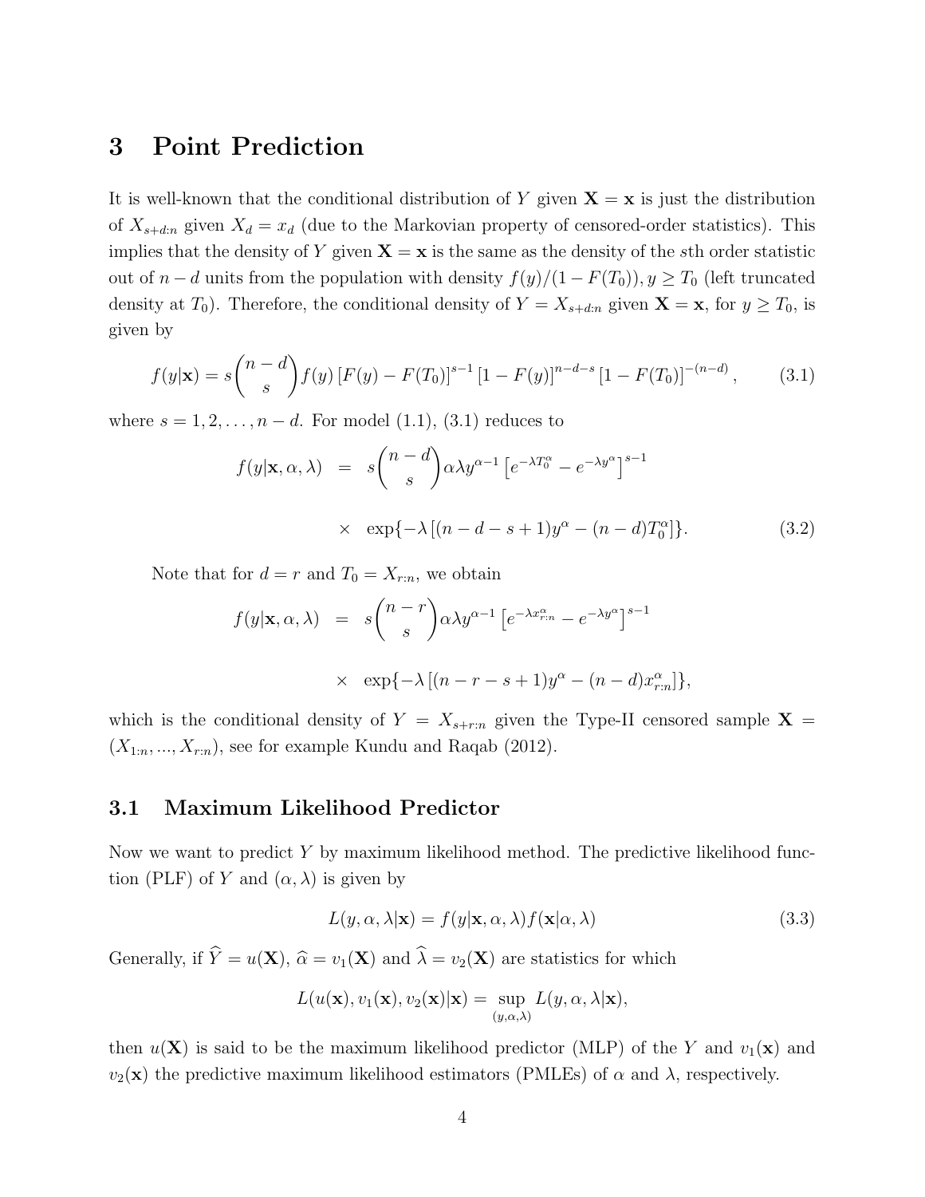# 3 Point Prediction

It is well-known that the conditional distribution of $Y$ given $\mathbf{X} = \mathbf{x}$ is just the distribution of $X_{s+d:n}$ given $X_d = x_d$ (due to the Markovian property of censored-order statistics). This implies that the density of $Y$ given $\mathbf{X} = \mathbf{x}$ is the same as the density of the $s$th order statistic out of $n-d$ units from the population with density $f(y)/(1-F(T_0)), y \geq T_0$ (left truncated density at $T_0$). Therefore, the conditional density of $Y = X_{s+d:n}$ given $\mathbf{X} = \mathbf{x}$, for $y \geq T_0$, is given by

$$f(y|\mathbf{x}) = s\binom{n-d}{s} f(y) \left[F(y) - F(T_0)\right]^{s-1} \left[1 - F(y)\right]^{n-d-s} \left[1 - F(T_0)\right]^{-(n-d)}, \tag{3.1}$$

where $s = 1, 2, \ldots, n-d$. For model (1.1), (3.1) reduces to

$$\begin{aligned} f(y|\mathbf{x}, \alpha, \lambda) &= s\binom{n-d}{s} \alpha\lambda y^{\alpha-1} \left[e^{-\lambda T_0^{\alpha}} - e^{-\lambda y^{\alpha}}\right]^{s-1} \\ &\times \exp\{-\lambda \left[(n-d-s+1)y^{\alpha} - (n-d)T_0^{\alpha}\right]\}. \end{aligned} \tag{3.2}$$

Note that for $d = r$ and $T_0 = X_{r:n}$, we obtain

$$\begin{aligned} f(y|\mathbf{x}, \alpha, \lambda) &= s\binom{n-r}{s} \alpha\lambda y^{\alpha-1} \left[e^{-\lambda x_{r:n}^{\alpha}} - e^{-\lambda y^{\alpha}}\right]^{s-1} \\ &\times \exp\{-\lambda \left[(n-r-s+1)y^{\alpha} - (n-d)x_{r:n}^{\alpha}\right]\}, \end{aligned}$$

which is the conditional density of $Y = X_{s+r:n}$ given the Type-II censored sample $\mathbf{X} = (X_{1:n}, ..., X_{r:n})$, see for example Kundu and Raqab (2012).

## 3.1 Maximum Likelihood Predictor

Now we want to predict $Y$ by maximum likelihood method. The predictive likelihood function (PLF) of $Y$ and $(\alpha, \lambda)$ is given by

$$L(y, \alpha, \lambda|\mathbf{x}) = f(y|\mathbf{x}, \alpha, \lambda) f(\mathbf{x}|\alpha, \lambda) \tag{3.3}$$

Generally, if $\widehat{Y} = u(\mathbf{X})$, $\widehat{\alpha} = v_1(\mathbf{X})$ and $\widehat{\lambda} = v_2(\mathbf{X})$ are statistics for which

$$L(u(\mathbf{x}), v_1(\mathbf{x}), v_2(\mathbf{x})|\mathbf{x}) = \sup_{(y,\alpha,\lambda)} L(y, \alpha, \lambda|\mathbf{x}),$$

then $u(\mathbf{X})$ is said to be the maximum likelihood predictor (MLP) of the $Y$ and $v_1(\mathbf{x})$ and $v_2(\mathbf{x})$ the predictive maximum likelihood estimators (PMLEs) of $\alpha$ and $\lambda$, respectively.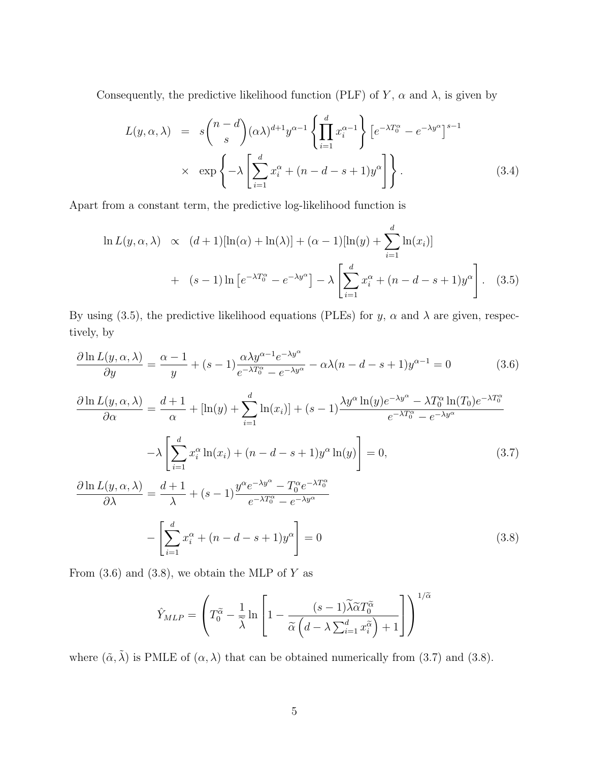Consequently, the predictive likelihood function (PLF) of $Y$, $\alpha$ and $\lambda$, is given by

$$
\begin{aligned}
L(y,\alpha,\lambda) &= s\binom{n-d}{s}(\alpha\lambda)^{d+1}y^{\alpha-1}\left\{\prod_{i=1}^{d}x_i^{\alpha-1}\right\}\left[e^{-\lambda T_0^{\alpha}}-e^{-\lambda y^{\alpha}}\right]^{s-1} \\
&\times \exp\left\{-\lambda\left[\sum_{i=1}^{d}x_i^{\alpha}+(n-d-s+1)y^{\alpha}\right]\right\}. \qquad (3.4)
\end{aligned}
$$

Apart from a constant term, the predictive log-likelihood function is

$$
\begin{aligned}
\ln L(y,\alpha,\lambda) &\propto (d+1)[\ln(\alpha)+\ln(\lambda)]+(\alpha-1)[\ln(y)+\sum_{i=1}^{d}\ln(x_i)] \\
&+ (s-1)\ln\left[e^{-\lambda T_0^{\alpha}}-e^{-\lambda y^{\alpha}}\right]-\lambda\left[\sum_{i=1}^{d}x_i^{\alpha}+(n-d-s+1)y^{\alpha}\right]. \qquad (3.5)
\end{aligned}
$$

By using (3.5), the predictive likelihood equations (PLEs) for $y$, $\alpha$ and $\lambda$ are given, respectively, by

$$
\frac{\partial \ln L(y,\alpha,\lambda)}{\partial y}=\frac{\alpha-1}{y}+(s-1)\frac{\alpha\lambda y^{\alpha-1}e^{-\lambda y^{\alpha}}}{e^{-\lambda T_0^{\alpha}}-e^{-\lambda y^{\alpha}}}-\alpha\lambda(n-d-s+1)y^{\alpha-1}=0 \qquad (3.6)
$$

$$
\begin{aligned}
\frac{\partial \ln L(y,\alpha,\lambda)}{\partial \alpha} &= \frac{d+1}{\alpha}+[\ln(y)+\sum_{i=1}^{d}\ln(x_i)]+(s-1)\frac{\lambda y^{\alpha}\ln(y)e^{-\lambda y^{\alpha}}-\lambda T_0^{\alpha}\ln(T_0)e^{-\lambda T_0^{\alpha}}}{e^{-\lambda T_0^{\alpha}}-e^{-\lambda y^{\alpha}}} \\
&-\lambda\left[\sum_{i=1}^{d}x_i^{\alpha}\ln(x_i)+(n-d-s+1)y^{\alpha}\ln(y)\right]=0, \qquad (3.7)
\end{aligned}
$$

$$
\begin{aligned}
\frac{\partial \ln L(y,\alpha,\lambda)}{\partial \lambda} &= \frac{d+1}{\lambda}+(s-1)\frac{y^{\alpha}e^{-\lambda y^{\alpha}}-T_0^{\alpha}e^{-\lambda T_0^{\alpha}}}{e^{-\lambda T_0^{\alpha}}-e^{-\lambda y^{\alpha}}} \\
&-\left[\sum_{i=1}^{d}x_i^{\alpha}+(n-d-s+1)y^{\alpha}\right]=0 \qquad (3.8)
\end{aligned}
$$

From (3.6) and (3.8), we obtain the MLP of $Y$ as

$$
\hat{Y}_{MLP}=\left(T_0^{\widetilde{\alpha}}-\frac{1}{\widetilde{\lambda}}\ln\left[1-\frac{(s-1)\widetilde{\lambda}\widetilde{\alpha}T_0^{\widetilde{\alpha}}}{\widetilde{\alpha}\left(d-\lambda\sum_{i=1}^{d}x_i^{\widetilde{\alpha}}\right)+1}\right]\right)^{1/\widetilde{\alpha}}
$$

where $(\tilde{\alpha},\tilde{\lambda})$ is PMLE of $(\alpha,\lambda)$ that can be obtained numerically from (3.7) and (3.8).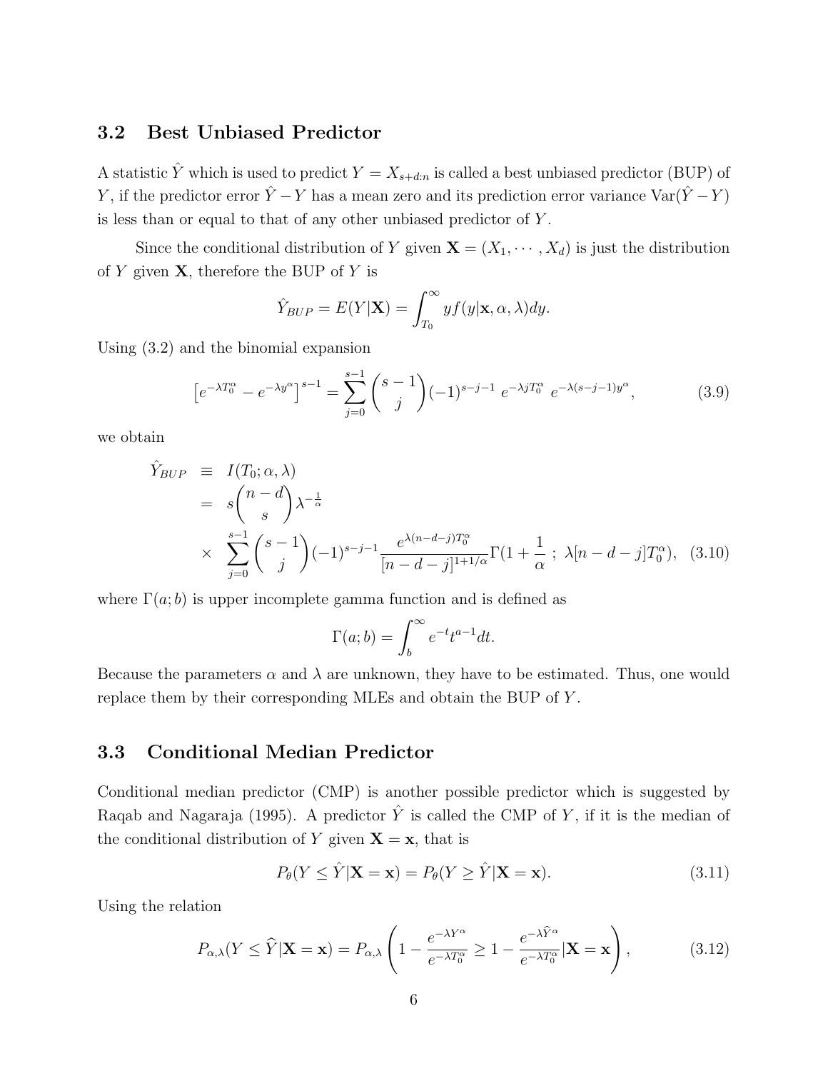## 3.2 Best Unbiased Predictor

A statistic $\hat{Y}$ which is used to predict $Y = X_{s+d:n}$ is called a best unbiased predictor (BUP) of $Y$, if the predictor error $\hat{Y} - Y$ has a mean zero and its prediction error variance $\text{Var}(\hat{Y} - Y)$ is less than or equal to that of any other unbiased predictor of $Y$.

Since the conditional distribution of $Y$ given $\mathbf{X} = (X_1, \cdots, X_d)$ is just the distribution of $Y$ given $\mathbf{X}$, therefore the BUP of $Y$ is

$$\hat{Y}_{BUP} = E(Y|\mathbf{X}) = \int_{T_0}^{\infty} y f(y|\mathbf{x}, \alpha, \lambda) dy.$$

Using (3.2) and the binomial expansion

$$\left[e^{-\lambda T_0^\alpha} - e^{-\lambda y^\alpha}\right]^{s-1} = \sum_{j=0}^{s-1} \binom{s-1}{j} (-1)^{s-j-1} \, e^{-\lambda j T_0^\alpha} \, e^{-\lambda(s-j-1)y^\alpha}, \tag{3.9}$$

we obtain

$$\begin{aligned}
\hat{Y}_{BUP} &\equiv I(T_0; \alpha, \lambda) \\
&= s\binom{n-d}{s} \lambda^{-\frac{1}{\alpha}} \\
&\times \sum_{j=0}^{s-1} \binom{s-1}{j} (-1)^{s-j-1} \frac{e^{\lambda(n-d-j)T_0^\alpha}}{[n-d-j]^{1+1/\alpha}} \Gamma(1 + \frac{1}{\alpha} \; ; \; \lambda[n-d-j]T_0^\alpha), \quad (3.10)
\end{aligned}$$

where $\Gamma(a; b)$ is upper incomplete gamma function and is defined as

$$\Gamma(a; b) = \int_b^\infty e^{-t} t^{a-1} dt.$$

Because the parameters $\alpha$ and $\lambda$ are unknown, they have to be estimated. Thus, one would replace them by their corresponding MLEs and obtain the BUP of $Y$.

## 3.3 Conditional Median Predictor

Conditional median predictor (CMP) is another possible predictor which is suggested by Raqab and Nagaraja (1995). A predictor $\hat{Y}$ is called the CMP of $Y$, if it is the median of the conditional distribution of $Y$ given $\mathbf{X} = \mathbf{x}$, that is

$$P_\theta(Y \leq \hat{Y}|\mathbf{X} = \mathbf{x}) = P_\theta(Y \geq \hat{Y}|\mathbf{X} = \mathbf{x}). \tag{3.11}$$

Using the relation

$$P_{\alpha,\lambda}(Y \leq \widehat{Y}|\mathbf{X} = \mathbf{x}) = P_{\alpha,\lambda}\left(1 - \frac{e^{-\lambda Y^\alpha}}{e^{-\lambda T_0^\alpha}} \geq 1 - \frac{e^{-\lambda \widehat{Y}^\alpha}}{e^{-\lambda T_0^\alpha}}|\mathbf{X} = \mathbf{x}\right), \tag{3.12}$$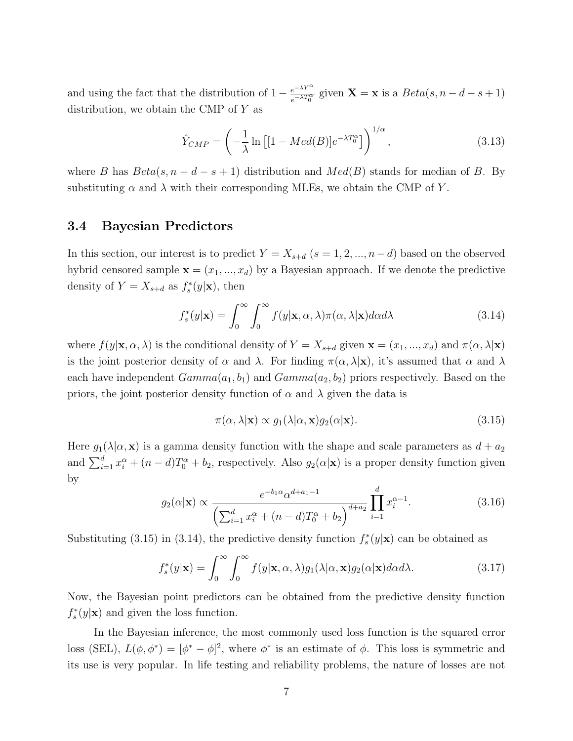and using the fact that the distribution of $1 - \frac{e^{-\lambda Y^\alpha}}{e^{-\lambda T_0^\alpha}}$ given $\mathbf{X} = \mathbf{x}$ is a $Beta(s, n-d-s+1)$ distribution, we obtain the CMP of $Y$ as

$$\hat{Y}_{CMP} = \left( -\frac{1}{\lambda} \ln \left[ [1 - Med(B)] e^{-\lambda T_0^\alpha} \right] \right)^{1/\alpha}, \tag{3.13}$$

where $B$ has $Beta(s, n-d-s+1)$ distribution and $Med(B)$ stands for median of $B$. By substituting $\alpha$ and $\lambda$ with their corresponding MLEs, we obtain the CMP of $Y$.

### 3.4 Bayesian Predictors

In this section, our interest is to predict $Y = X_{s+d}$ $(s = 1, 2, ..., n-d)$ based on the observed hybrid censored sample $\mathbf{x} = (x_1, ..., x_d)$ by a Bayesian approach. If we denote the predictive density of $Y = X_{s+d}$ as $f_s^*(y|\mathbf{x})$, then

$$f_s^*(y|\mathbf{x}) = \int_0^\infty \int_0^\infty f(y|\mathbf{x}, \alpha, \lambda) \pi(\alpha, \lambda|\mathbf{x}) d\alpha d\lambda \tag{3.14}$$

where $f(y|\mathbf{x}, \alpha, \lambda)$ is the conditional density of $Y = X_{s+d}$ given $\mathbf{x} = (x_1, ..., x_d)$ and $\pi(\alpha, \lambda|\mathbf{x})$ is the joint posterior density of $\alpha$ and $\lambda$. For finding $\pi(\alpha, \lambda|\mathbf{x})$, it's assumed that $\alpha$ and $\lambda$ each have independent $Gamma(a_1, b_1)$ and $Gamma(a_2, b_2)$ priors respectively. Based on the priors, the joint posterior density function of $\alpha$ and $\lambda$ given the data is

$$\pi(\alpha, \lambda|\mathbf{x}) \propto g_1(\lambda|\alpha, \mathbf{x}) g_2(\alpha|\mathbf{x}). \tag{3.15}$$

Here $g_1(\lambda|\alpha, \mathbf{x})$ is a gamma density function with the shape and scale parameters as $d + a_2$ and $\sum_{i=1}^d x_i^\alpha + (n-d)T_0^\alpha + b_2$, respectively. Also $g_2(\alpha|\mathbf{x})$ is a proper density function given by

$$g_2(\alpha|\mathbf{x}) \propto \frac{e^{-b_1\alpha} \alpha^{d+a_1-1}}{\left( \sum_{i=1}^d x_i^\alpha + (n-d)T_0^\alpha + b_2 \right)^{d+a_2}} \prod_{i=1}^d x_i^{\alpha-1}. \tag{3.16}$$

Substituting (3.15) in (3.14), the predictive density function $f_s^*(y|\mathbf{x})$ can be obtained as

$$f_s^*(y|\mathbf{x}) = \int_0^\infty \int_0^\infty f(y|\mathbf{x}, \alpha, \lambda) g_1(\lambda|\alpha, \mathbf{x}) g_2(\alpha|\mathbf{x}) d\alpha d\lambda. \tag{3.17}$$

Now, the Bayesian point predictors can be obtained from the predictive density function $f_s^*(y|\mathbf{x})$ and given the loss function.

In the Bayesian inference, the most commonly used loss function is the squared error loss (SEL), $L(\phi, \phi^*) = [\phi^* - \phi]^2$, where $\phi^*$ is an estimate of $\phi$. This loss is symmetric and its use is very popular. In life testing and reliability problems, the nature of losses are not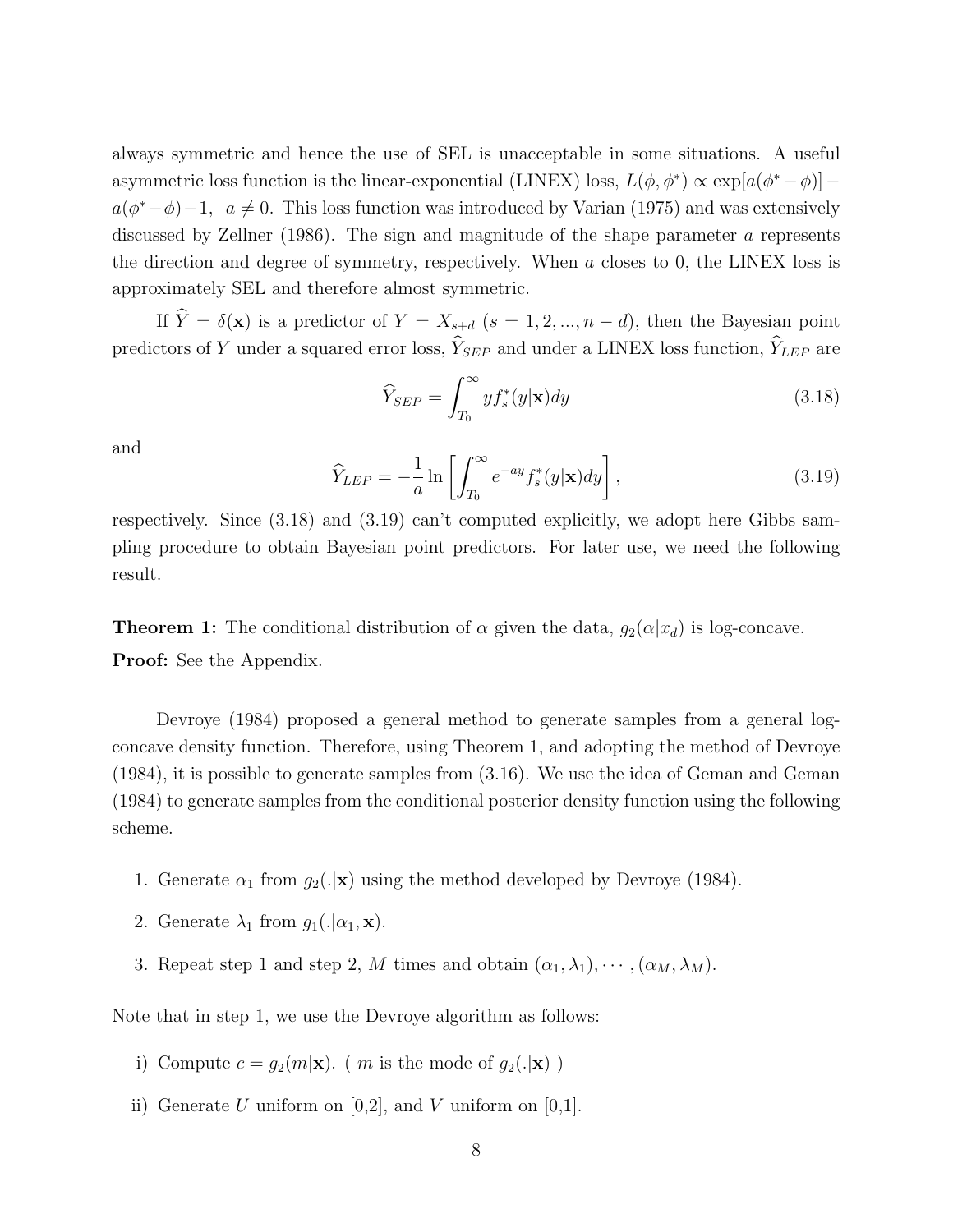always symmetric and hence the use of SEL is unacceptable in some situations. A useful asymmetric loss function is the linear-exponential (LINEX) loss, $L(\phi, \phi^*) \propto \exp[a(\phi^* - \phi)] - a(\phi^* - \phi) - 1,\ \ a \neq 0$. This loss function was introduced by Varian (1975) and was extensively discussed by Zellner (1986). The sign and magnitude of the shape parameter $a$ represents the direction and degree of symmetry, respectively. When $a$ closes to 0, the LINEX loss is approximately SEL and therefore almost symmetric.

If $\widehat{Y} = \delta(\mathbf{x})$ is a predictor of $Y = X_{s+d}$ $(s = 1, 2, ..., n-d)$, then the Bayesian point predictors of $Y$ under a squared error loss, $\widehat{Y}_{SEP}$ and under a LINEX loss function, $\widehat{Y}_{LEP}$ are

$$\widehat{Y}_{SEP} = \int_{T_0}^{\infty} y f_s^*(y|\mathbf{x}) dy \tag{3.18}$$

and

$$\widehat{Y}_{LEP} = -\frac{1}{a} \ln \left[ \int_{T_0}^{\infty} e^{-ay} f_s^*(y|\mathbf{x}) dy \right], \tag{3.19}$$

respectively. Since (3.18) and (3.19) can't computed explicitly, we adopt here Gibbs sampling procedure to obtain Bayesian point predictors. For later use, we need the following result.

**Theorem 1:** The conditional distribution of $\alpha$ given the data, $g_2(\alpha|x_d)$ is log-concave.

**Proof:** See the Appendix.

Devroye (1984) proposed a general method to generate samples from a general log-concave density function. Therefore, using Theorem 1, and adopting the method of Devroye (1984), it is possible to generate samples from (3.16). We use the idea of Geman and Geman (1984) to generate samples from the conditional posterior density function using the following scheme.

1. Generate $\alpha_1$ from $g_2(.|\mathbf{x})$ using the method developed by Devroye (1984).
2. Generate $\lambda_1$ from $g_1(.|\alpha_1, \mathbf{x})$.
3. Repeat step 1 and step 2, $M$ times and obtain $(\alpha_1, \lambda_1), \cdots, (\alpha_M, \lambda_M)$.

Note that in step 1, we use the Devroye algorithm as follows:

i) Compute $c = g_2(m|\mathbf{x})$. ( $m$ is the mode of $g_2(.|\mathbf{x})$ )

ii) Generate $U$ uniform on [0,2], and $V$ uniform on [0,1].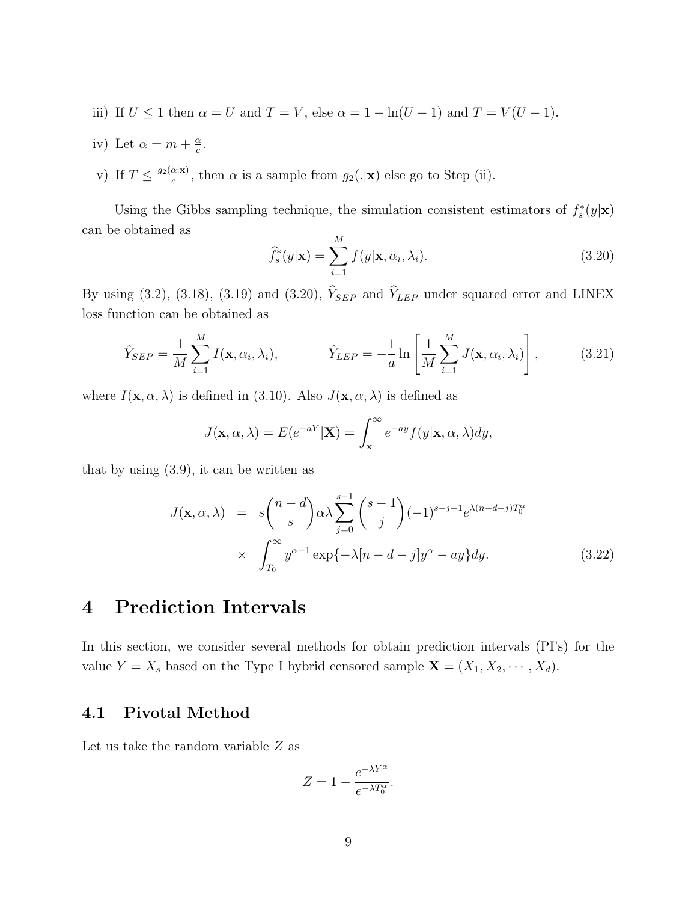iii) If $U \leq 1$ then $\alpha = U$ and $T = V$, else $\alpha = 1 - \ln(U-1)$ and $T = V(U-1)$.

iv) Let $\alpha = m + \frac{\alpha}{c}$.

v) If $T \leq \frac{g_2(\alpha|\mathbf{x})}{c}$, then $\alpha$ is a sample from $g_2(.|\mathbf{x})$ else go to Step (ii).

Using the Gibbs sampling technique, the simulation consistent estimators of $f_s^*(y|\mathbf{x})$ can be obtained as

$$\widehat{f_s^*}(y|\mathbf{x}) = \sum_{i=1}^{M} f(y|\mathbf{x}, \alpha_i, \lambda_i). \tag{3.20}$$

By using (3.2), (3.18), (3.19) and (3.20), $\widehat{Y}_{SEP}$ and $\widehat{Y}_{LEP}$ under squared error and LINEX loss function can be obtained as

$$\hat{Y}_{SEP} = \frac{1}{M}\sum_{i=1}^{M} I(\mathbf{x}, \alpha_i, \lambda_i), \qquad\qquad \hat{Y}_{LEP} = -\frac{1}{a}\ln\left[\frac{1}{M}\sum_{i=1}^{M} J(\mathbf{x}, \alpha_i, \lambda_i)\right], \tag{3.21}$$

where $I(\mathbf{x}, \alpha, \lambda)$ is defined in (3.10). Also $J(\mathbf{x}, \alpha, \lambda)$ is defined as

$$J(\mathbf{x}, \alpha, \lambda) = E(e^{-aY}|\mathbf{X}) = \int_{\mathbf{x}}^{\infty} e^{-ay} f(y|\mathbf{x}, \alpha, \lambda)dy,$$

that by using (3.9), it can be written as

$$\begin{aligned} J(\mathbf{x}, \alpha, \lambda) &= s\binom{n-d}{s}\alpha\lambda\sum_{j=0}^{s-1}\binom{s-1}{j}(-1)^{s-j-1}e^{\lambda(n-d-j)T_0^{\alpha}} \\ &\times \int_{T_0}^{\infty} y^{\alpha-1}\exp\{-\lambda[n-d-j]y^{\alpha} - ay\}dy. \end{aligned} \tag{3.22}$$

# 4 Prediction Intervals

In this section, we consider several methods for obtain prediction intervals (PI's) for the value $Y = X_s$ based on the Type I hybrid censored sample $\mathbf{X} = (X_1, X_2, \cdots, X_d)$.

## 4.1 Pivotal Method

Let us take the random variable $Z$ as

$$Z = 1 - \frac{e^{-\lambda Y^{\alpha}}}{e^{-\lambda T_0^{\alpha}}}.$$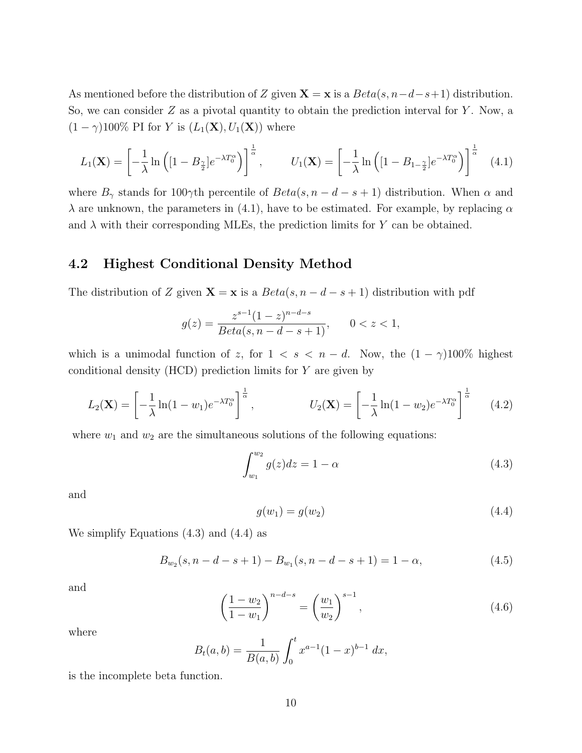As mentioned before the distribution of $Z$ given $\mathbf{X} = \mathbf{x}$ is a $Beta(s, n-d-s+1)$ distribution. So, we can consider $Z$ as a pivotal quantity to obtain the prediction interval for $Y$. Now, a $(1-\gamma)100\%$ PI for $Y$ is $(L_1(\mathbf{X}), U_1(\mathbf{X}))$ where

$$L_1(\mathbf{X}) = \left[-\frac{1}{\lambda}\ln\left([1 - B_{\frac{\gamma}{2}}]e^{-\lambda T_0^{\alpha}}\right)\right]^{\frac{1}{\alpha}}, \qquad U_1(\mathbf{X}) = \left[-\frac{1}{\lambda}\ln\left([1 - B_{1-\frac{\gamma}{2}}]e^{-\lambda T_0^{\alpha}}\right)\right]^{\frac{1}{\alpha}} \tag{4.1}$$

where $B_\gamma$ stands for $100\gamma$th percentile of $Beta(s, n-d-s+1)$ distribution. When $\alpha$ and $\lambda$ are unknown, the parameters in (4.1), have to be estimated. For example, by replacing $\alpha$ and $\lambda$ with their corresponding MLEs, the prediction limits for $Y$ can be obtained.

## 4.2 Highest Conditional Density Method

The distribution of $Z$ given $\mathbf{X} = \mathbf{x}$ is a $Beta(s, n-d-s+1)$ distribution with pdf

$$g(z) = \frac{z^{s-1}(1-z)^{n-d-s}}{Beta(s, n-d-s+1)}, \qquad 0 < z < 1,$$

which is a unimodal function of $z$, for $1 < s < n-d$. Now, the $(1-\gamma)100\%$ highest conditional density (HCD) prediction limits for $Y$ are given by

$$L_2(\mathbf{X}) = \left[-\frac{1}{\lambda}\ln(1-w_1)e^{-\lambda T_0^{\alpha}}\right]^{\frac{1}{\alpha}}, \qquad U_2(\mathbf{X}) = \left[-\frac{1}{\lambda}\ln(1-w_2)e^{-\lambda T_0^{\alpha}}\right]^{\frac{1}{\alpha}} \tag{4.2}$$

where $w_1$ and $w_2$ are the simultaneous solutions of the following equations:

$$\int_{w_1}^{w_2} g(z)dz = 1 - \alpha \tag{4.3}$$

and

$$g(w_1) = g(w_2) \tag{4.4}$$

We simplify Equations (4.3) and (4.4) as

$$B_{w_2}(s, n-d-s+1) - B_{w_1}(s, n-d-s+1) = 1 - \alpha, \tag{4.5}$$

and

$$\left(\frac{1-w_2}{1-w_1}\right)^{n-d-s} = \left(\frac{w_1}{w_2}\right)^{s-1}, \tag{4.6}$$

where

$$B_t(a,b) = \frac{1}{B(a,b)}\int_0^t x^{a-1}(1-x)^{b-1}\,dx,$$

is the incomplete beta function.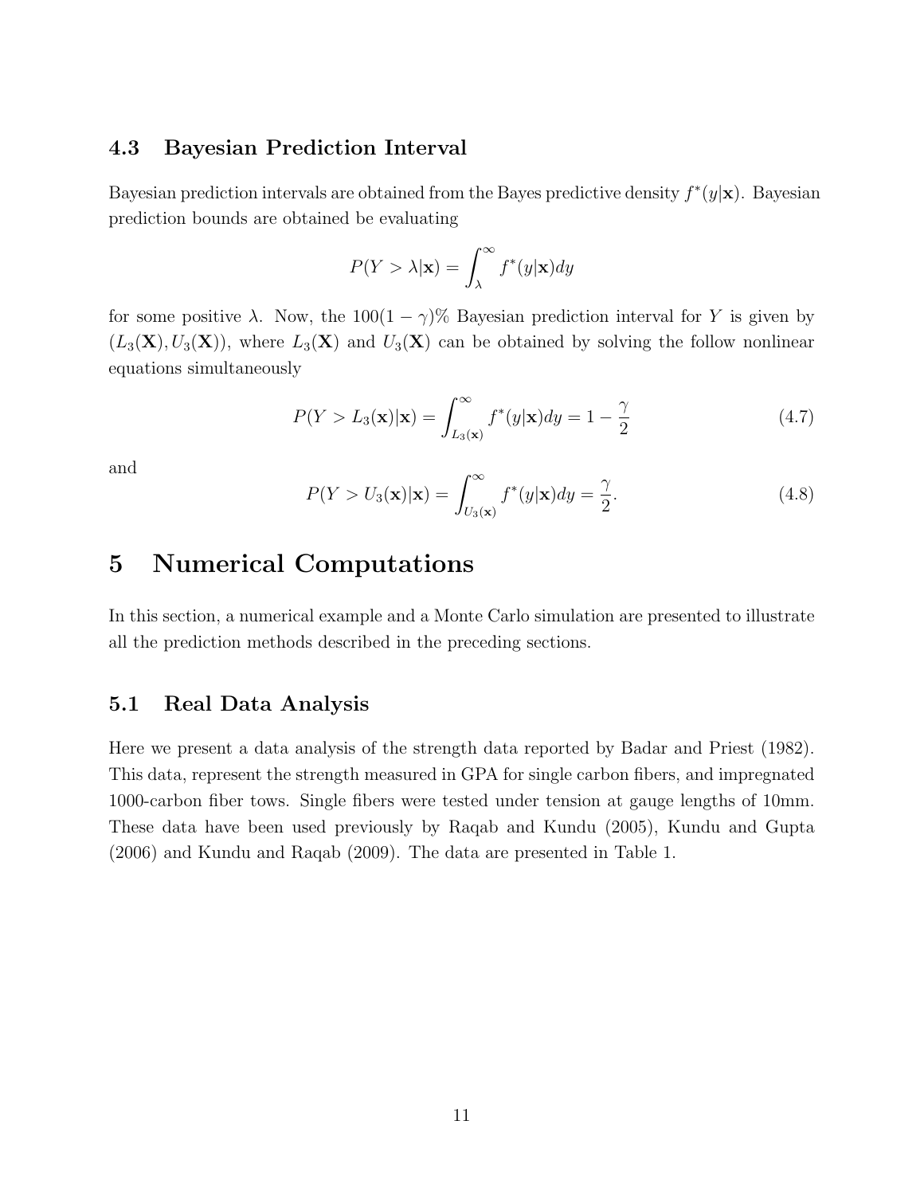### 4.3 Bayesian Prediction Interval

Bayesian prediction intervals are obtained from the Bayes predictive density $f^*(y|\mathbf{x})$. Bayesian prediction bounds are obtained be evaluating

$$P(Y > \lambda|\mathbf{x}) = \int_{\lambda}^{\infty} f^*(y|\mathbf{x})dy$$

for some positive $\lambda$. Now, the $100(1-\gamma)\%$ Bayesian prediction interval for $Y$ is given by $(L_3(\mathbf{X}), U_3(\mathbf{X}))$, where $L_3(\mathbf{X})$ and $U_3(\mathbf{X})$ can be obtained by solving the follow nonlinear equations simultaneously

$$P(Y > L_3(\mathbf{x})|\mathbf{x}) = \int_{L_3(\mathbf{x})}^{\infty} f^*(y|\mathbf{x})dy = 1 - \frac{\gamma}{2} \tag{4.7}$$

and

$$P(Y > U_3(\mathbf{x})|\mathbf{x}) = \int_{U_3(\mathbf{x})}^{\infty} f^*(y|\mathbf{x})dy = \frac{\gamma}{2}. \tag{4.8}$$

# 5 Numerical Computations

In this section, a numerical example and a Monte Carlo simulation are presented to illustrate all the prediction methods described in the preceding sections.

## 5.1 Real Data Analysis

Here we present a data analysis of the strength data reported by Badar and Priest (1982). This data, represent the strength measured in GPA for single carbon fibers, and impregnated 1000-carbon fiber tows. Single fibers were tested under tension at gauge lengths of 10mm. These data have been used previously by Raqab and Kundu (2005), Kundu and Gupta (2006) and Kundu and Raqab (2009). The data are presented in Table 1.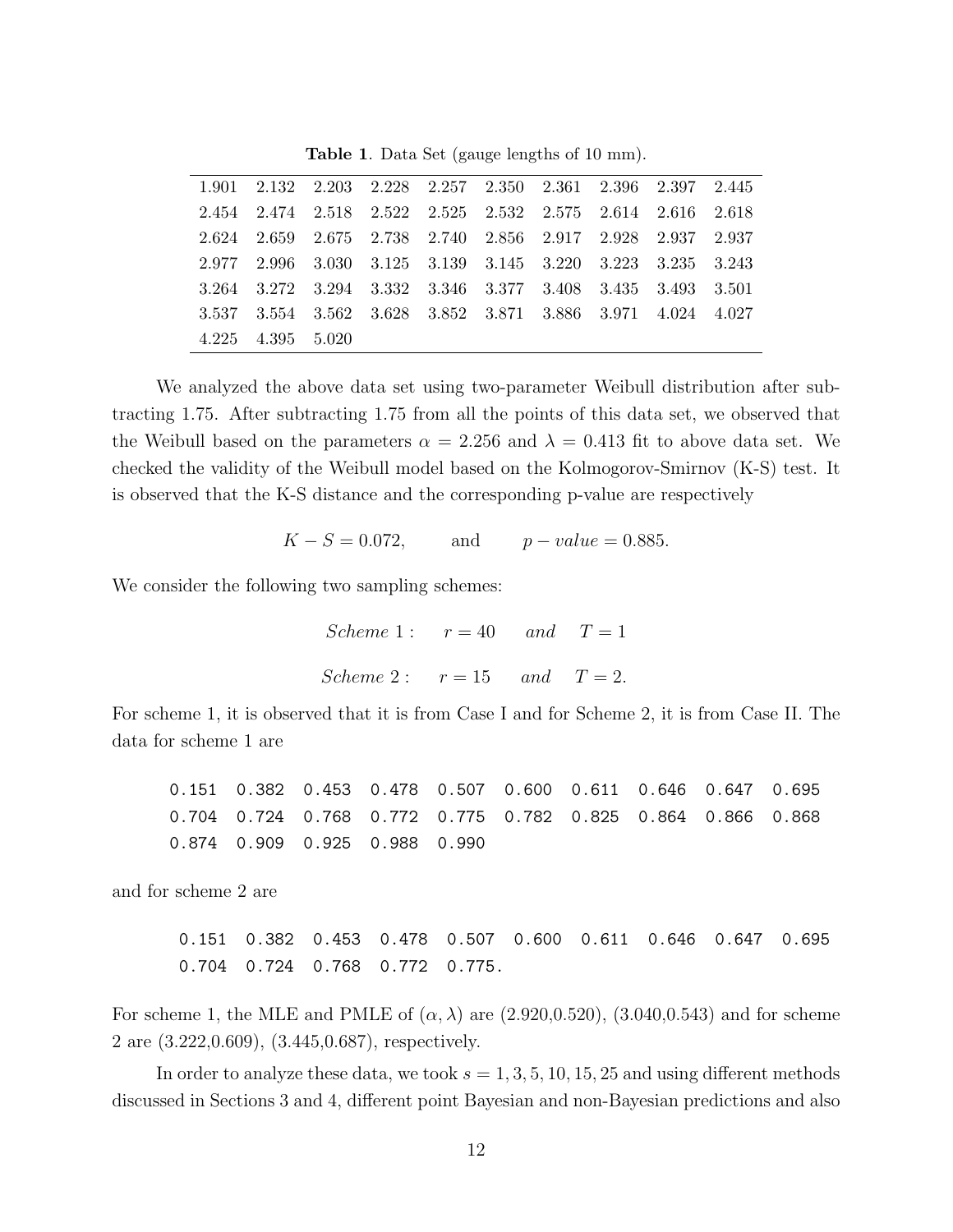**Table 1**. Data Set (gauge lengths of 10 mm).

| | | | | | | | | | |
|---|---|---|---|---|---|---|---|---|---|
| 1.901 | 2.132 | 2.203 | 2.228 | 2.257 | 2.350 | 2.361 | 2.396 | 2.397 | 2.445 |
| 2.454 | 2.474 | 2.518 | 2.522 | 2.525 | 2.532 | 2.575 | 2.614 | 2.616 | 2.618 |
| 2.624 | 2.659 | 2.675 | 2.738 | 2.740 | 2.856 | 2.917 | 2.928 | 2.937 | 2.937 |
| 2.977 | 2.996 | 3.030 | 3.125 | 3.139 | 3.145 | 3.220 | 3.223 | 3.235 | 3.243 |
| 3.264 | 3.272 | 3.294 | 3.332 | 3.346 | 3.377 | 3.408 | 3.435 | 3.493 | 3.501 |
| 3.537 | 3.554 | 3.562 | 3.628 | 3.852 | 3.871 | 3.886 | 3.971 | 4.024 | 4.027 |
| 4.225 | 4.395 | 5.020 | | | | | | | |

We analyzed the above data set using two-parameter Weibull distribution after subtracting 1.75. After subtracting 1.75 from all the points of this data set, we observed that the Weibull based on the parameters $\alpha = 2.256$ and $\lambda = 0.413$ fit to above data set. We checked the validity of the Weibull model based on the Kolmogorov-Smirnov (K-S) test. It is observed that the K-S distance and the corresponding p-value are respectively

$$K-S = 0.072, \qquad \text{and} \qquad p-value = 0.885.$$

We consider the following two sampling schemes:

$$Scheme\ 1: \quad r = 40 \quad and \quad T = 1$$

$$Scheme\ 2: \quad r = 15 \quad and \quad T = 2.$$

For scheme 1, it is observed that it is from Case I and for Scheme 2, it is from Case II. The data for scheme 1 are

```
0.151  0.382  0.453  0.478  0.507  0.600  0.611  0.646  0.647  0.695
0.704  0.724  0.768  0.772  0.775  0.782  0.825  0.864  0.866  0.868
0.874  0.909  0.925  0.988  0.990
```

and for scheme 2 are

```
0.151  0.382  0.453  0.478  0.507  0.600  0.611  0.646  0.647  0.695
0.704  0.724  0.768  0.772  0.775.
```

For scheme 1, the MLE and PMLE of $(\alpha, \lambda)$ are (2.920,0.520), (3.040,0.543) and for scheme 2 are (3.222,0.609), (3.445,0.687), respectively.

In order to analyze these data, we took $s = 1, 3, 5, 10, 15, 25$ and using different methods discussed in Sections 3 and 4, different point Bayesian and non-Bayesian predictions and also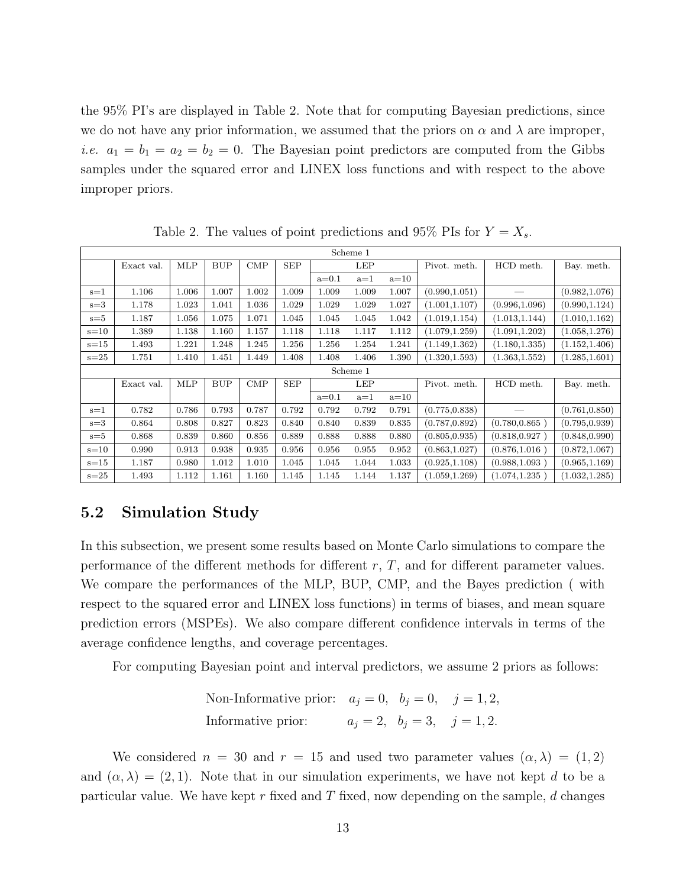the 95% PI's are displayed in Table 2. Note that for computing Bayesian predictions, since we do not have any prior information, we assumed that the priors on $\alpha$ and $\lambda$ are improper, *i.e.* $a_1 = b_1 = a_2 = b_2 = 0$. The Bayesian point predictors are computed from the Gibbs samples under the squared error and LINEX loss functions and with respect to the above improper priors.

Table 2. The values of point predictions and 95% PIs for $Y = X_s$.

| Scheme 1 | | | | | | | | | | | |
|---|---|---|---|---|---|---|---|---|---|---|---|
| | Exact val. | MLP | BUP | CMP | SEP | LEP | | | Pivot. meth. | HCD meth. | Bay. meth. |
| | | | | | | a=0.1 | a=1 | a=10 | | | |
| s=1 | 1.106 | 1.006 | 1.007 | 1.002 | 1.009 | 1.009 | 1.009 | 1.007 | (0.990,1.051) | — | (0.982,1.076) |
| s=3 | 1.178 | 1.023 | 1.041 | 1.036 | 1.029 | 1.029 | 1.029 | 1.027 | (1.001,1.107) | (0.996,1.096) | (0.990,1.124) |
| s=5 | 1.187 | 1.056 | 1.075 | 1.071 | 1.045 | 1.045 | 1.045 | 1.042 | (1.019,1.154) | (1.013,1.144) | (1.010,1.162) |
| s=10 | 1.389 | 1.138 | 1.160 | 1.157 | 1.118 | 1.118 | 1.117 | 1.112 | (1.079,1.259) | (1.091,1.202) | (1.058,1.276) |
| s=15 | 1.493 | 1.221 | 1.248 | 1.245 | 1.256 | 1.256 | 1.254 | 1.241 | (1.149,1.362) | (1.180,1.335) | (1.152,1.406) |
| s=25 | 1.751 | 1.410 | 1.451 | 1.449 | 1.408 | 1.408 | 1.406 | 1.390 | (1.320,1.593) | (1.363,1.552) | (1.285,1.601) |
| Scheme 1 | | | | | | | | | | | |
| | Exact val. | MLP | BUP | CMP | SEP | LEP | | | Pivot. meth. | HCD meth. | Bay. meth. |
| | | | | | | a=0.1 | a=1 | a=10 | | | |
| s=1 | 0.782 | 0.786 | 0.793 | 0.787 | 0.792 | 0.792 | 0.792 | 0.791 | (0.775,0.838) | — | (0.761,0.850) |
| s=3 | 0.864 | 0.808 | 0.827 | 0.823 | 0.840 | 0.840 | 0.839 | 0.835 | (0.787,0.892) | (0.780,0.865 ) | (0.795,0.939) |
| s=5 | 0.868 | 0.839 | 0.860 | 0.856 | 0.889 | 0.888 | 0.888 | 0.880 | (0.805,0.935) | (0.818,0.927 ) | (0.848,0.990) |
| s=10 | 0.990 | 0.913 | 0.938 | 0.935 | 0.956 | 0.956 | 0.955 | 0.952 | (0.863,1.027) | (0.876,1.016 ) | (0.872,1.067) |
| s=15 | 1.187 | 0.980 | 1.012 | 1.010 | 1.045 | 1.045 | 1.044 | 1.033 | (0.925,1.108) | (0.988,1.093 ) | (0.965,1.169) |
| s=25 | 1.493 | 1.112 | 1.161 | 1.160 | 1.145 | 1.145 | 1.144 | 1.137 | (1.059,1.269) | (1.074,1.235 ) | (1.032,1.285) |

## 5.2 Simulation Study

In this subsection, we present some results based on Monte Carlo simulations to compare the performance of the different methods for different $r$, $T$, and for different parameter values. We compare the performances of the MLP, BUP, CMP, and the Bayes prediction ( with respect to the squared error and LINEX loss functions) in terms of biases, and mean square prediction errors (MSPEs). We also compare different confidence intervals in terms of the average confidence lengths, and coverage percentages.

For computing Bayesian point and interval predictors, we assume 2 priors as follows:

$$\text{Non-Informative prior:} \quad a_j = 0, \quad b_j = 0, \quad j = 1, 2,$$
$$\text{Informative prior:} \quad a_j = 2, \quad b_j = 3, \quad j = 1, 2.$$

We considered $n = 30$ and $r = 15$ and used two parameter values $(\alpha, \lambda) = (1, 2)$ and $(\alpha, \lambda) = (2, 1)$. Note that in our simulation experiments, we have not kept $d$ to be a particular value. We have kept $r$ fixed and $T$ fixed, now depending on the sample, $d$ changes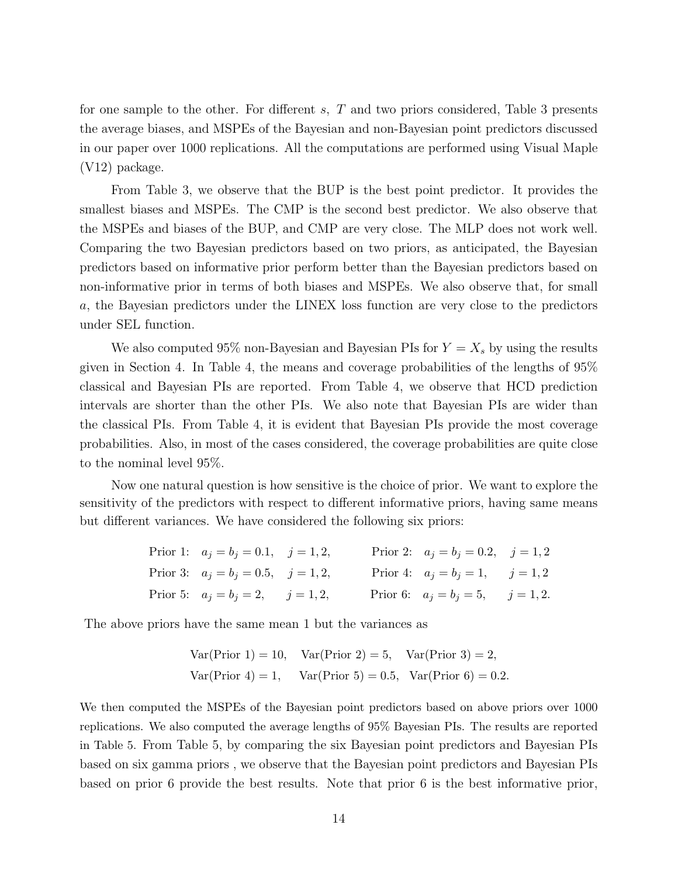for one sample to the other. For different $s$, $T$ and two priors considered, Table 3 presents the average biases, and MSPEs of the Bayesian and non-Bayesian point predictors discussed in our paper over 1000 replications. All the computations are performed using Visual Maple (V12) package.

From Table 3, we observe that the BUP is the best point predictor. It provides the smallest biases and MSPEs. The CMP is the second best predictor. We also observe that the MSPEs and biases of the BUP, and CMP are very close. The MLP does not work well. Comparing the two Bayesian predictors based on two priors, as anticipated, the Bayesian predictors based on informative prior perform better than the Bayesian predictors based on non-informative prior in terms of both biases and MSPEs. We also observe that, for small $a$, the Bayesian predictors under the LINEX loss function are very close to the predictors under SEL function.

We also computed 95% non-Bayesian and Bayesian PIs for $Y = X_s$ by using the results given in Section 4. In Table 4, the means and coverage probabilities of the lengths of 95% classical and Bayesian PIs are reported. From Table 4, we observe that HCD prediction intervals are shorter than the other PIs. We also note that Bayesian PIs are wider than the classical PIs. From Table 4, it is evident that Bayesian PIs provide the most coverage probabilities. Also, in most of the cases considered, the coverage probabilities are quite close to the nominal level 95%.

Now one natural question is how sensitive is the choice of prior. We want to explore the sensitivity of the predictors with respect to different informative priors, having same means but different variances. We have considered the following six priors:

$$\begin{array}{llll} \text{Prior 1:} & a_j = b_j = 0.1, \quad j = 1,2, & \text{Prior 2:} & a_j = b_j = 0.2, \quad j = 1,2 \\ \text{Prior 3:} & a_j = b_j = 0.5, \quad j = 1,2, & \text{Prior 4:} & a_j = b_j = 1, \quad j = 1,2 \\ \text{Prior 5:} & a_j = b_j = 2, \quad j = 1,2, & \text{Prior 6:} & a_j = b_j = 5, \quad j = 1,2. \end{array}$$

The above priors have the same mean 1 but the variances as

$$\begin{array}{lll} \text{Var(Prior 1)} = 10, & \text{Var(Prior 2)} = 5, & \text{Var(Prior 3)} = 2, \\ \text{Var(Prior 4)} = 1, & \text{Var(Prior 5)} = 0.5, & \text{Var(Prior 6)} = 0.2. \end{array}$$

We then computed the MSPEs of the Bayesian point predictors based on above priors over 1000 replications. We also computed the average lengths of 95% Bayesian PIs. The results are reported in Table 5. From Table 5, by comparing the six Bayesian point predictors and Bayesian PIs based on six gamma priors , we observe that the Bayesian point predictors and Bayesian PIs based on prior 6 provide the best results. Note that prior 6 is the best informative prior,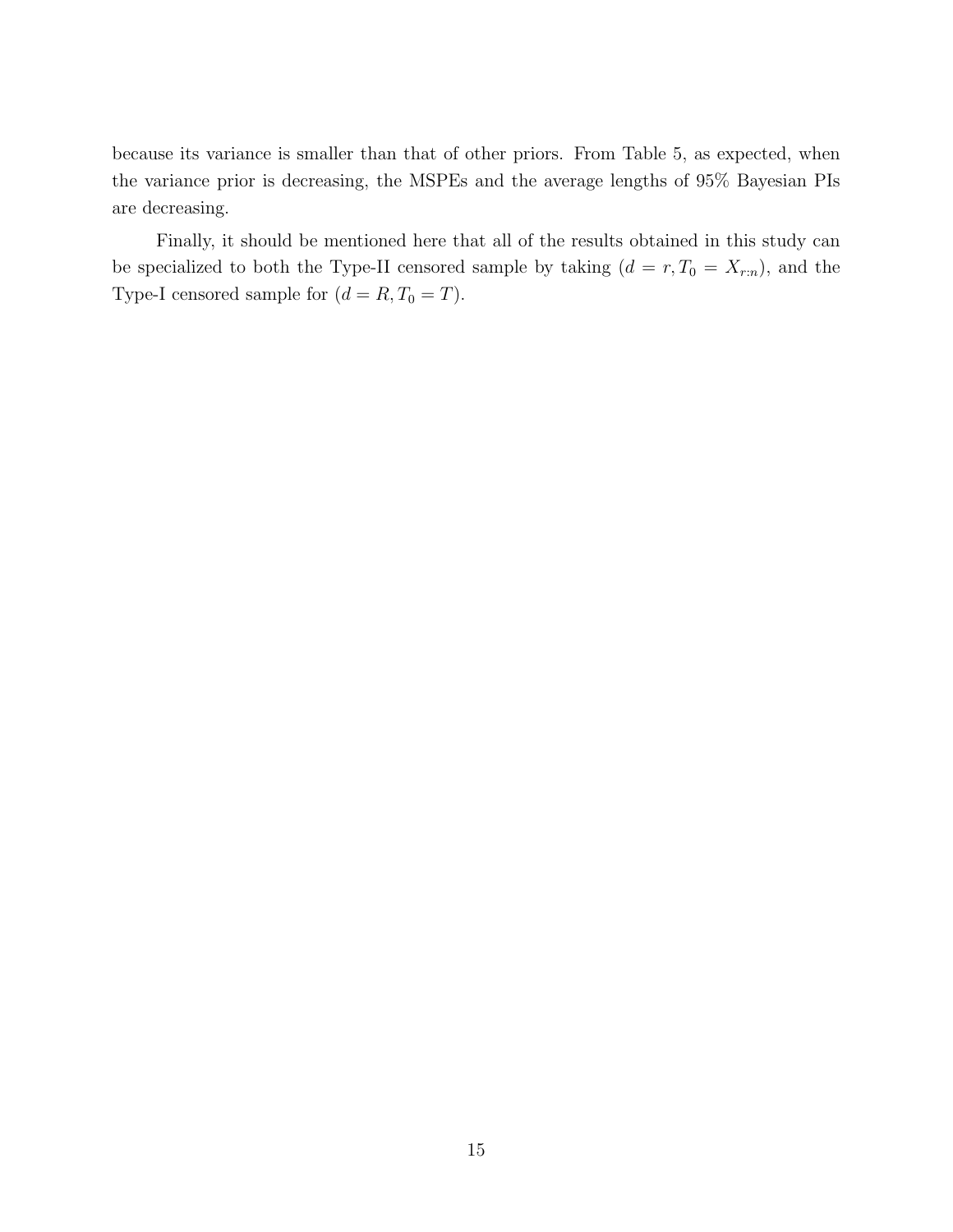because its variance is smaller than that of other priors. From Table 5, as expected, when the variance prior is decreasing, the MSPEs and the average lengths of 95% Bayesian PIs are decreasing.

Finally, it should be mentioned here that all of the results obtained in this study can be specialized to both the Type-II censored sample by taking ($d = r, T_0 = X_{r:n}$), and the Type-I censored sample for ($d = R, T_0 = T$).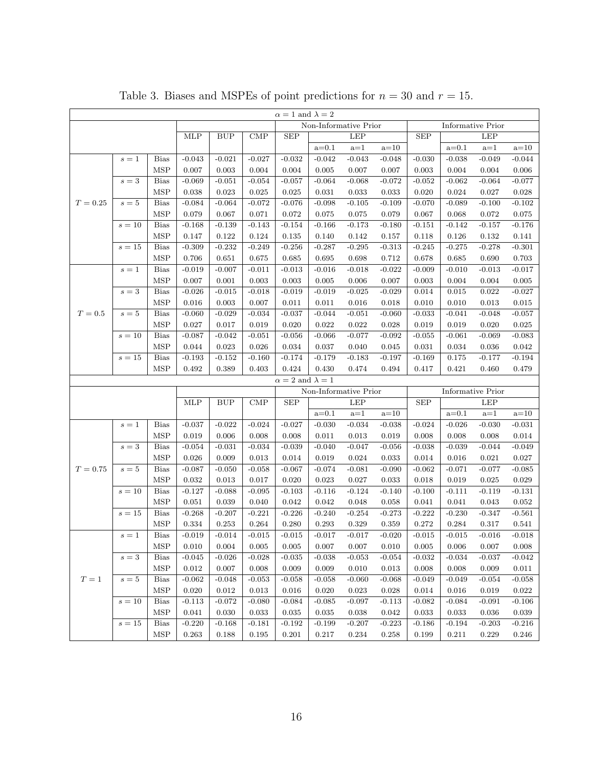Table 3. Biases and MSPEs of point predictions for $n = 30$ and $r = 15$.

| $\alpha = 1$ and $\lambda = 2$ | | | | | | | | | | | | | |
|---|---|---|---|---|---|---|---|---|---|---|---|---|---|
| | | | | | | Non-Informative Prior | | | | Informative Prior | | | |
| | | | MLP | BUP | CMP | SEP | LEP | | | SEP | LEP | | |
| | | | | | | | a=0.1 | a=1 | a=10 | | a=0.1 | a=1 | a=10 |
| $T = 0.25$ | $s = 1$ | Bias | -0.043 | -0.021 | -0.027 | -0.032 | -0.042 | -0.043 | -0.048 | -0.030 | -0.038 | -0.049 | -0.044 |
| | | MSP | 0.007 | 0.003 | 0.004 | 0.004 | 0.005 | 0.007 | 0.007 | 0.003 | 0.004 | 0.004 | 0.006 |
| | $s = 3$ | Bias | -0.069 | -0.051 | -0.054 | -0.057 | -0.064 | -0.068 | -0.072 | -0.052 | -0.062 | -0.064 | -0.077 |
| | | MSP | 0.038 | 0.023 | 0.025 | 0.025 | 0.031 | 0.033 | 0.033 | 0.020 | 0.024 | 0.027 | 0.028 |
| | $s = 5$ | Bias | -0.084 | -0.064 | -0.072 | -0.076 | -0.098 | -0.105 | -0.109 | -0.070 | -0.089 | -0.100 | -0.102 |
| | | MSP | 0.079 | 0.067 | 0.071 | 0.072 | 0.075 | 0.075 | 0.079 | 0.067 | 0.068 | 0.072 | 0.075 |
| | $s = 10$ | Bias | -0.168 | -0.139 | -0.143 | -0.154 | -0.166 | -0.173 | -0.180 | -0.151 | -0.142 | -0.157 | -0.176 |
| | | MSP | 0.147 | 0.122 | 0.124 | 0.135 | 0.140 | 0.142 | 0.157 | 0.118 | 0.126 | 0.132 | 0.141 |
| | $s = 15$ | Bias | -0.309 | -0.232 | -0.249 | -0.256 | -0.287 | -0.295 | -0.313 | -0.245 | -0.275 | -0.278 | -0.301 |
| | | MSP | 0.706 | 0.651 | 0.675 | 0.685 | 0.695 | 0.698 | 0.712 | 0.678 | 0.685 | 0.690 | 0.703 |
| $T = 0.5$ | $s = 1$ | Bias | -0.019 | -0.007 | -0.011 | -0.013 | -0.016 | -0.018 | -0.022 | -0.009 | -0.010 | -0.013 | -0.017 |
| | | MSP | 0.007 | 0.001 | 0.003 | 0.003 | 0.005 | 0.006 | 0.007 | 0.003 | 0.004 | 0.004 | 0.005 |
| | $s = 3$ | Bias | -0.026 | -0.015 | -0.018 | -0.019 | -0.019 | -0.025 | -0.029 | 0.014 | 0.015 | 0.022 | -0.027 |
| | | MSP | 0.016 | 0.003 | 0.007 | 0.011 | 0.011 | 0.016 | 0.018 | 0.010 | 0.010 | 0.013 | 0.015 |
| | $s = 5$ | Bias | -0.060 | -0.029 | -0.034 | -0.037 | -0.044 | -0.051 | -0.060 | -0.033 | -0.041 | -0.048 | -0.057 |
| | | MSP | 0.027 | 0.017 | 0.019 | 0.020 | 0.022 | 0.022 | 0.028 | 0.019 | 0.019 | 0.020 | 0.025 |
| | $s = 10$ | Bias | -0.087 | -0.042 | -0.051 | -0.056 | -0.066 | -0.077 | -0.092 | -0.055 | -0.061 | -0.069 | -0.083 |
| | | MSP | 0.044 | 0.023 | 0.026 | 0.034 | 0.037 | 0.040 | 0.045 | 0.031 | 0.034 | 0.036 | 0.042 |
| | $s = 15$ | Bias | -0.193 | -0.152 | -0.160 | -0.174 | -0.179 | -0.183 | -0.197 | -0.169 | 0.175 | -0.177 | -0.194 |
| | | MSP | 0.492 | 0.389 | 0.403 | 0.424 | 0.430 | 0.474 | 0.494 | 0.417 | 0.421 | 0.460 | 0.479 |
| $\alpha = 2$ and $\lambda = 1$ | | | | | | | | | | | | | |
| | | | | | | Non-Informative Prior | | | | Informative Prior | | | |
| | | | MLP | BUP | CMP | SEP | LEP | | | SEP | LEP | | |
| | | | | | | | a=0.1 | a=1 | a=10 | | a=0.1 | a=1 | a=10 |
| $T = 0.75$ | $s = 1$ | Bias | -0.037 | -0.022 | -0.024 | -0.027 | -0.030 | -0.034 | -0.038 | -0.024 | -0.026 | -0.030 | -0.031 |
| | | MSP | 0.019 | 0.006 | 0.008 | 0.008 | 0.011 | 0.013 | 0.019 | 0.008 | 0.008 | 0.008 | 0.014 |
| | $s = 3$ | Bias | -0.054 | -0.031 | -0.034 | -0.039 | -0.040 | -0.047 | -0.056 | -0.038 | -0.039 | -0.044 | -0.049 |
| | | MSP | 0.026 | 0.009 | 0.013 | 0.014 | 0.019 | 0.024 | 0.033 | 0.014 | 0.016 | 0.021 | 0.027 |
| | $s = 5$ | Bias | -0.087 | -0.050 | -0.058 | -0.067 | -0.074 | -0.081 | -0.090 | -0.062 | -0.071 | -0.077 | -0.085 |
| | | MSP | 0.032 | 0.013 | 0.017 | 0.020 | 0.023 | 0.027 | 0.033 | 0.018 | 0.019 | 0.025 | 0.029 |
| | $s = 10$ | Bias | -0.127 | -0.088 | -0.095 | -0.103 | -0.116 | -0.124 | -0.140 | -0.100 | -0.111 | -0.119 | -0.131 |
| | | MSP | 0.051 | 0.039 | 0.040 | 0.042 | 0.042 | 0.048 | 0.058 | 0.041 | 0.041 | 0.043 | 0.052 |
| | $s = 15$ | Bias | -0.268 | -0.207 | -0.221 | -0.226 | -0.240 | -0.254 | -0.273 | -0.222 | -0.230 | -0.347 | -0.561 |
| | | MSP | 0.334 | 0.253 | 0.264 | 0.280 | 0.293 | 0.329 | 0.359 | 0.272 | 0.284 | 0.317 | 0.541 |
| $T = 1$ | $s = 1$ | Bias | -0.019 | -0.014 | -0.015 | -0.015 | -0.017 | -0.017 | -0.020 | -0.015 | -0.015 | -0.016 | -0.018 |
| | | MSP | 0.010 | 0.004 | 0.005 | 0.005 | 0.007 | 0.007 | 0.010 | 0.005 | 0.006 | 0.007 | 0.008 |
| | $s = 3$ | Bias | -0.045 | -0.026 | -0.028 | -0.035 | -0.038 | -0.053 | -0.054 | -0.032 | -0.034 | -0.037 | -0.042 |
| | | MSP | 0.012 | 0.007 | 0.008 | 0.009 | 0.009 | 0.010 | 0.013 | 0.008 | 0.008 | 0.009 | 0.011 |
| | $s = 5$ | Bias | -0.062 | -0.048 | -0.053 | -0.058 | -0.058 | -0.060 | -0.068 | -0.049 | -0.049 | -0.054 | -0.058 |
| | | MSP | 0.020 | 0.012 | 0.013 | 0.016 | 0.020 | 0.023 | 0.028 | 0.014 | 0.016 | 0.019 | 0.022 |
| | $s = 10$ | Bias | -0.113 | -0.072 | -0.080 | -0.084 | -0.085 | -0.097 | -0.113 | -0.082 | -0.084 | -0.091 | -0.106 |
| | | MSP | 0.041 | 0.030 | 0.033 | 0.035 | 0.035 | 0.038 | 0.042 | 0.033 | 0.033 | 0.036 | 0.039 |
| | $s = 15$ | Bias | -0.220 | -0.168 | -0.181 | -0.192 | -0.199 | -0.207 | -0.223 | -0.186 | -0.194 | -0.203 | -0.216 |
| | | MSP | 0.263 | 0.188 | 0.195 | 0.201 | 0.217 | 0.234 | 0.258 | 0.199 | 0.211 | 0.229 | 0.246 |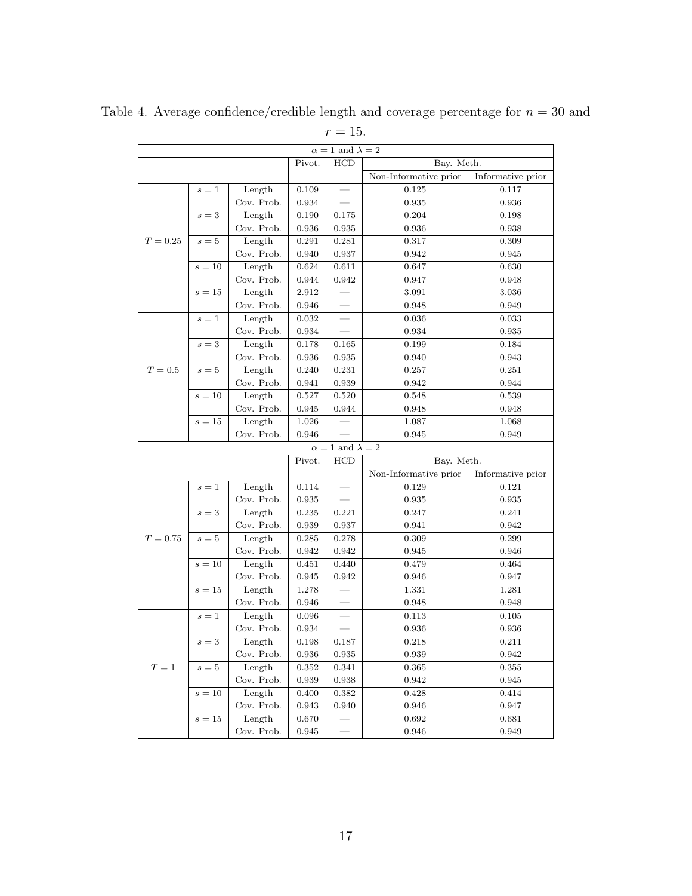Table 4. Average confidence/credible length and coverage percentage for $n = 30$ and $r = 15$.

| $\alpha = 1$ and $\lambda = 2$ | | | | | | |
|---|---|---|---|---|---|---|
| | | | Pivot. | HCD | Bay. Meth. | |
| | | | | | Non-Informative prior | Informative prior |
| $T = 0.25$ | $s = 1$ | Length | 0.109 | — | 0.125 | 0.117 |
| | | Cov. Prob. | 0.934 | — | 0.935 | 0.936 |
| | $s = 3$ | Length | 0.190 | 0.175 | 0.204 | 0.198 |
| | | Cov. Prob. | 0.936 | 0.935 | 0.936 | 0.938 |
| | $s = 5$ | Length | 0.291 | 0.281 | 0.317 | 0.309 |
| | | Cov. Prob. | 0.940 | 0.937 | 0.942 | 0.945 |
| | $s = 10$ | Length | 0.624 | 0.611 | 0.647 | 0.630 |
| | | Cov. Prob. | 0.944 | 0.942 | 0.947 | 0.948 |
| | $s = 15$ | Length | 2.912 | — | 3.091 | 3.036 |
| | | Cov. Prob. | 0.946 | — | 0.948 | 0.949 |
| $T = 0.5$ | $s = 1$ | Length | 0.032 | — | 0.036 | 0.033 |
| | | Cov. Prob. | 0.934 | — | 0.934 | 0.935 |
| | $s = 3$ | Length | 0.178 | 0.165 | 0.199 | 0.184 |
| | | Cov. Prob. | 0.936 | 0.935 | 0.940 | 0.943 |
| | $s = 5$ | Length | 0.240 | 0.231 | 0.257 | 0.251 |
| | | Cov. Prob. | 0.941 | 0.939 | 0.942 | 0.944 |
| | $s = 10$ | Length | 0.527 | 0.520 | 0.548 | 0.539 |
| | | Cov. Prob. | 0.945 | 0.944 | 0.948 | 0.948 |
| | $s = 15$ | Length | 1.026 | — | 1.087 | 1.068 |
| | | Cov. Prob. | 0.946 | — | 0.945 | 0.949 |
| $\alpha = 1$ and $\lambda = 2$ | | | | | | |
| | | | Pivot. | HCD | Bay. Meth. | |
| | | | | | Non-Informative prior | Informative prior |
| $T = 0.75$ | $s = 1$ | Length | 0.114 | — | 0.129 | 0.121 |
| | | Cov. Prob. | 0.935 | — | 0.935 | 0.935 |
| | $s = 3$ | Length | 0.235 | 0.221 | 0.247 | 0.241 |
| | | Cov. Prob. | 0.939 | 0.937 | 0.941 | 0.942 |
| | $s = 5$ | Length | 0.285 | 0.278 | 0.309 | 0.299 |
| | | Cov. Prob. | 0.942 | 0.942 | 0.945 | 0.946 |
| | $s = 10$ | Length | 0.451 | 0.440 | 0.479 | 0.464 |
| | | Cov. Prob. | 0.945 | 0.942 | 0.946 | 0.947 |
| | $s = 15$ | Length | 1.278 | — | 1.331 | 1.281 |
| | | Cov. Prob. | 0.946 | — | 0.948 | 0.948 |
| $T = 1$ | $s = 1$ | Length | 0.096 | — | 0.113 | 0.105 |
| | | Cov. Prob. | 0.934 | — | 0.936 | 0.936 |
| | $s = 3$ | Length | 0.198 | 0.187 | 0.218 | 0.211 |
| | | Cov. Prob. | 0.936 | 0.935 | 0.939 | 0.942 |
| | $s = 5$ | Length | 0.352 | 0.341 | 0.365 | 0.355 |
| | | Cov. Prob. | 0.939 | 0.938 | 0.942 | 0.945 |
| | $s = 10$ | Length | 0.400 | 0.382 | 0.428 | 0.414 |
| | | Cov. Prob. | 0.943 | 0.940 | 0.946 | 0.947 |
| | $s = 15$ | Length | 0.670 | — | 0.692 | 0.681 |
| | | Cov. Prob. | 0.945 | — | 0.946 | 0.949 |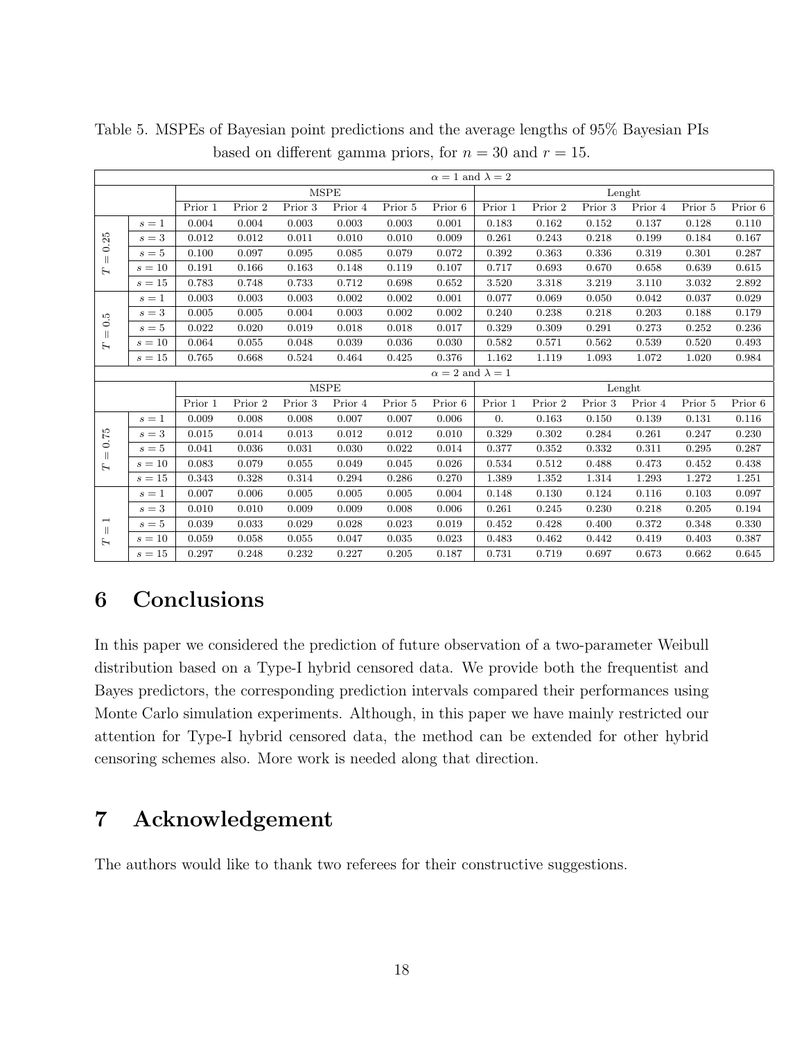Table 5. MSPEs of Bayesian point predictions and the average lengths of 95% Bayesian PIs based on different gamma priors, for $n = 30$ and $r = 15$.

| | | $\alpha = 1$ and $\lambda = 2$ | | | | | | | | | | | |
|---|---|---|---|---|---|---|---|---|---|---|---|---|---|
| | | MSPE | | | | | | Lenght | | | | | |
| | | Prior 1 | Prior 2 | Prior 3 | Prior 4 | Prior 5 | Prior 6 | Prior 1 | Prior 2 | Prior 3 | Prior 4 | Prior 5 | Prior 6 |
| $T = 0.25$ | $s = 1$ | 0.004 | 0.004 | 0.003 | 0.003 | 0.003 | 0.001 | 0.183 | 0.162 | 0.152 | 0.137 | 0.128 | 0.110 |
| | $s = 3$ | 0.012 | 0.012 | 0.011 | 0.010 | 0.010 | 0.009 | 0.261 | 0.243 | 0.218 | 0.199 | 0.184 | 0.167 |
| | $s = 5$ | 0.100 | 0.097 | 0.095 | 0.085 | 0.079 | 0.072 | 0.392 | 0.363 | 0.336 | 0.319 | 0.301 | 0.287 |
| | $s = 10$ | 0.191 | 0.166 | 0.163 | 0.148 | 0.119 | 0.107 | 0.717 | 0.693 | 0.670 | 0.658 | 0.639 | 0.615 |
| | $s = 15$ | 0.783 | 0.748 | 0.733 | 0.712 | 0.698 | 0.652 | 3.520 | 3.318 | 3.219 | 3.110 | 3.032 | 2.892 |
| $T = 0.5$ | $s = 1$ | 0.003 | 0.003 | 0.003 | 0.002 | 0.002 | 0.001 | 0.077 | 0.069 | 0.050 | 0.042 | 0.037 | 0.029 |
| | $s = 3$ | 0.005 | 0.005 | 0.004 | 0.003 | 0.002 | 0.002 | 0.240 | 0.238 | 0.218 | 0.203 | 0.188 | 0.179 |
| | $s = 5$ | 0.022 | 0.020 | 0.019 | 0.018 | 0.018 | 0.017 | 0.329 | 0.309 | 0.291 | 0.273 | 0.252 | 0.236 |
| | $s = 10$ | 0.064 | 0.055 | 0.048 | 0.039 | 0.036 | 0.030 | 0.582 | 0.571 | 0.562 | 0.539 | 0.520 | 0.493 |
| | $s = 15$ | 0.765 | 0.668 | 0.524 | 0.464 | 0.425 | 0.376 | 1.162 | 1.119 | 1.093 | 1.072 | 1.020 | 0.984 |
| | | $\alpha = 2$ and $\lambda = 1$ | | | | | | | | | | | |
| | | MSPE | | | | | | Lenght | | | | | |
| | | Prior 1 | Prior 2 | Prior 3 | Prior 4 | Prior 5 | Prior 6 | Prior 1 | Prior 2 | Prior 3 | Prior 4 | Prior 5 | Prior 6 |
| $T = 0.75$ | $s = 1$ | 0.009 | 0.008 | 0.008 | 0.007 | 0.007 | 0.006 | 0. | 0.163 | 0.150 | 0.139 | 0.131 | 0.116 |
| | $s = 3$ | 0.015 | 0.014 | 0.013 | 0.012 | 0.012 | 0.010 | 0.329 | 0.302 | 0.284 | 0.261 | 0.247 | 0.230 |
| | $s = 5$ | 0.041 | 0.036 | 0.031 | 0.030 | 0.022 | 0.014 | 0.377 | 0.352 | 0.332 | 0.311 | 0.295 | 0.287 |
| | $s = 10$ | 0.083 | 0.079 | 0.055 | 0.049 | 0.045 | 0.026 | 0.534 | 0.512 | 0.488 | 0.473 | 0.452 | 0.438 |
| | $s = 15$ | 0.343 | 0.328 | 0.314 | 0.294 | 0.286 | 0.270 | 1.389 | 1.352 | 1.314 | 1.293 | 1.272 | 1.251 |
| $T = 1$ | $s = 1$ | 0.007 | 0.006 | 0.005 | 0.005 | 0.005 | 0.004 | 0.148 | 0.130 | 0.124 | 0.116 | 0.103 | 0.097 |
| | $s = 3$ | 0.010 | 0.010 | 0.009 | 0.009 | 0.008 | 0.006 | 0.261 | 0.245 | 0.230 | 0.218 | 0.205 | 0.194 |
| | $s = 5$ | 0.039 | 0.033 | 0.029 | 0.028 | 0.023 | 0.019 | 0.452 | 0.428 | 0.400 | 0.372 | 0.348 | 0.330 |
| | $s = 10$ | 0.059 | 0.058 | 0.055 | 0.047 | 0.035 | 0.023 | 0.483 | 0.462 | 0.442 | 0.419 | 0.403 | 0.387 |
| | $s = 15$ | 0.297 | 0.248 | 0.232 | 0.227 | 0.205 | 0.187 | 0.731 | 0.719 | 0.697 | 0.673 | 0.662 | 0.645 |

# 6 Conclusions

In this paper we considered the prediction of future observation of a two-parameter Weibull distribution based on a Type-I hybrid censored data. We provide both the frequentist and Bayes predictors, the corresponding prediction intervals compared their performances using Monte Carlo simulation experiments. Although, in this paper we have mainly restricted our attention for Type-I hybrid censored data, the method can be extended for other hybrid censoring schemes also. More work is needed along that direction.

# 7 Acknowledgement

The authors would like to thank two referees for their constructive suggestions.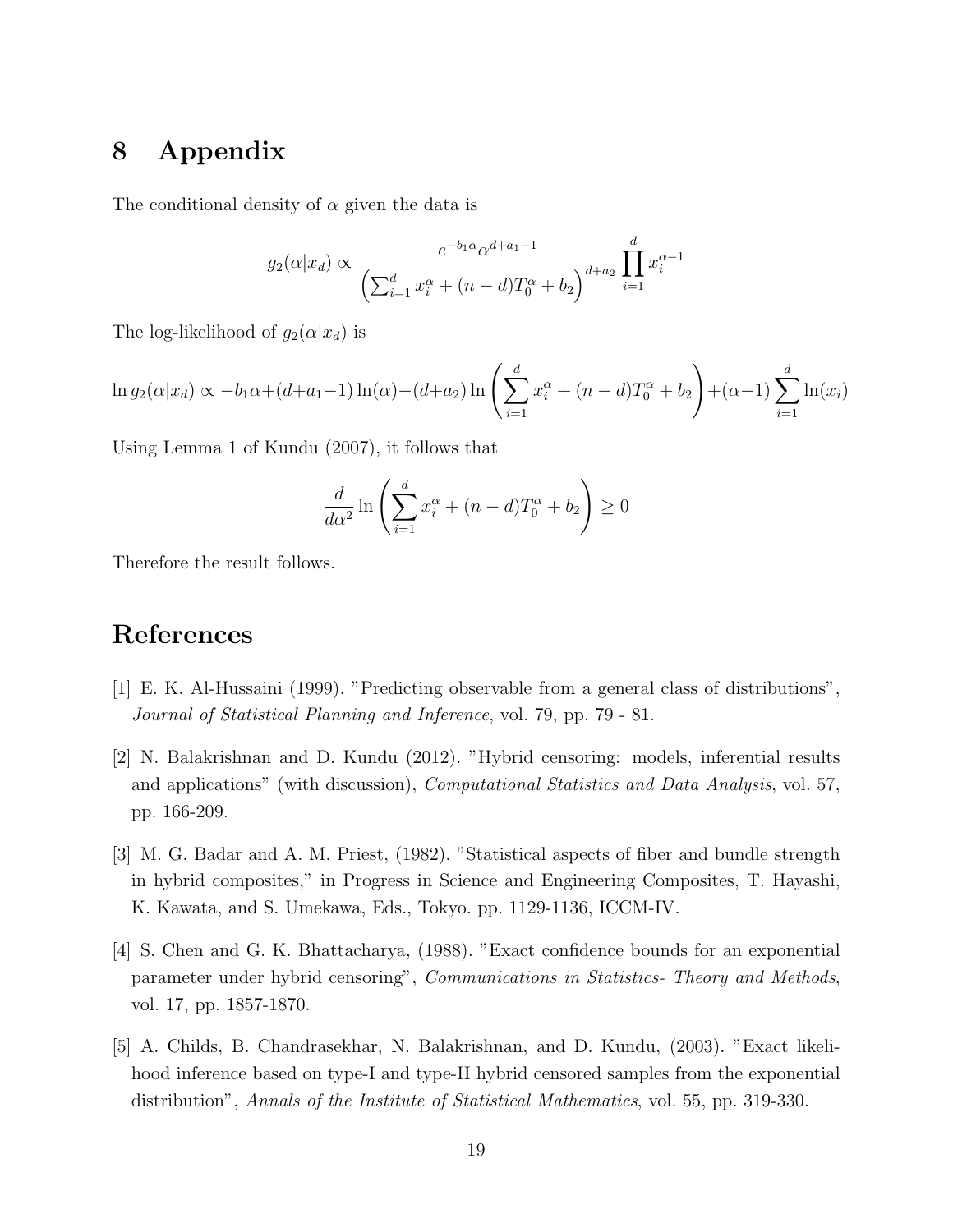# 8 Appendix

The conditional density of $\alpha$ given the data is

$$g_2(\alpha|x_d) \propto \frac{e^{-b_1\alpha}\alpha^{d+a_1-1}}{\left(\sum_{i=1}^{d} x_i^{\alpha} + (n-d)T_0^{\alpha} + b_2\right)^{d+a_2}} \prod_{i=1}^{d} x_i^{\alpha-1}$$

The log-likelihood of $g_2(\alpha|x_d)$ is

$$\ln g_2(\alpha|x_d) \propto -b_1\alpha + (d+a_1-1)\ln(\alpha) - (d+a_2)\ln\left(\sum_{i=1}^{d} x_i^{\alpha} + (n-d)T_0^{\alpha} + b_2\right) + (\alpha-1)\sum_{i=1}^{d}\ln(x_i)$$

Using Lemma 1 of Kundu (2007), it follows that

$$\frac{d}{d\alpha^2}\ln\left(\sum_{i=1}^{d} x_i^{\alpha} + (n-d)T_0^{\alpha} + b_2\right) \geq 0$$

Therefore the result follows.

# References

[1] E. K. Al-Hussaini (1999). "Predicting observable from a general class of distributions", *Journal of Statistical Planning and Inference*, vol. 79, pp. 79 - 81.

[2] N. Balakrishnan and D. Kundu (2012). "Hybrid censoring: models, inferential results and applications" (with discussion), *Computational Statistics and Data Analysis*, vol. 57, pp. 166-209.

[3] M. G. Badar and A. M. Priest, (1982). "Statistical aspects of fiber and bundle strength in hybrid composites," in Progress in Science and Engineering Composites, T. Hayashi, K. Kawata, and S. Umekawa, Eds., Tokyo. pp. 1129-1136, ICCM-IV.

[4] S. Chen and G. K. Bhattacharya, (1988). "Exact confidence bounds for an exponential parameter under hybrid censoring", *Communications in Statistics- Theory and Methods*, vol. 17, pp. 1857-1870.

[5] A. Childs, B. Chandrasekhar, N. Balakrishnan, and D. Kundu, (2003). "Exact likelihood inference based on type-I and type-II hybrid censored samples from the exponential distribution", *Annals of the Institute of Statistical Mathematics*, vol. 55, pp. 319-330.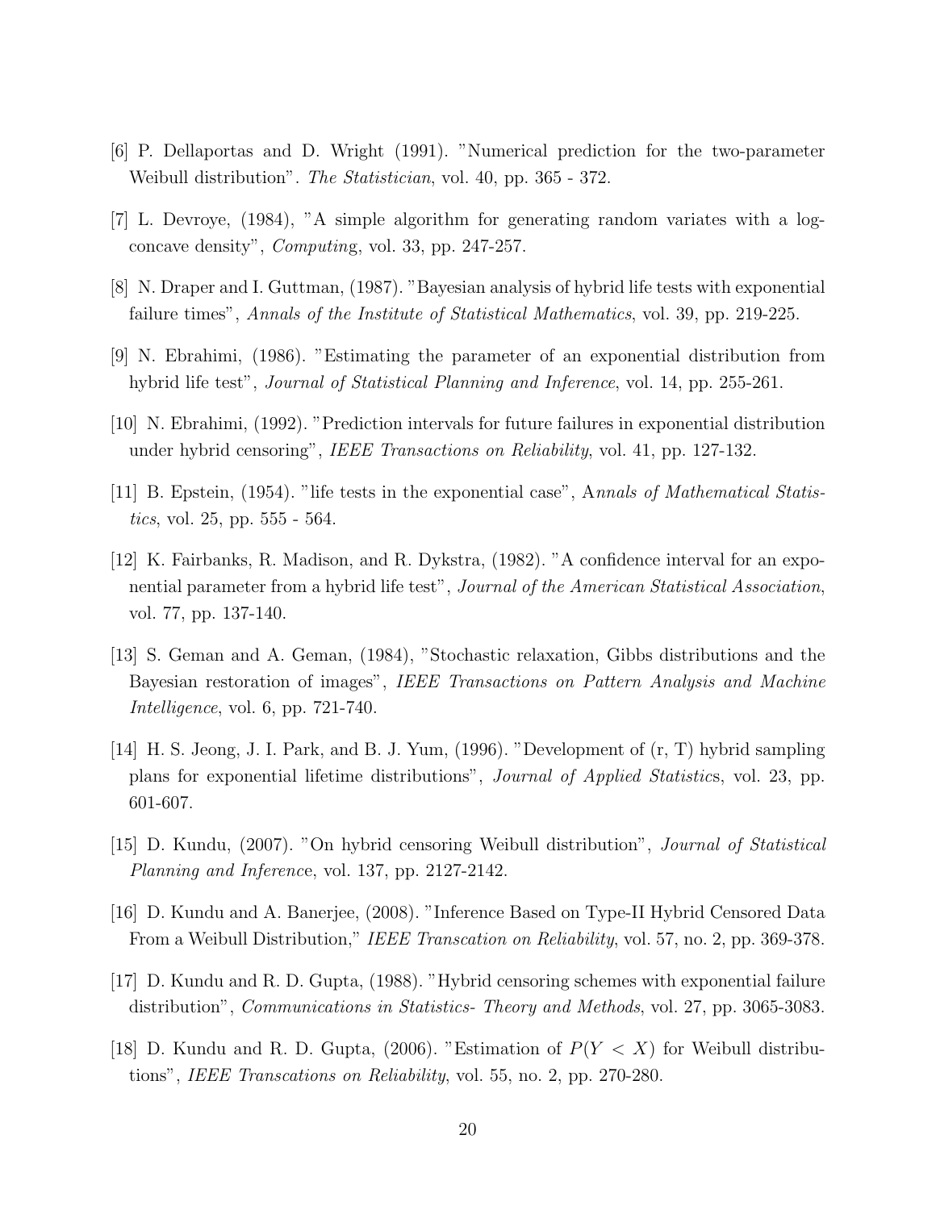[6] P. Dellaportas and D. Wright (1991). "Numerical prediction for the two-parameter Weibull distribution". *The Statistician*, vol. 40, pp. 365 - 372.

[7] L. Devroye, (1984), "A simple algorithm for generating random variates with a log-concave density", *Computing*, vol. 33, pp. 247-257.

[8] N. Draper and I. Guttman, (1987). "Bayesian analysis of hybrid life tests with exponential failure times", *Annals of the Institute of Statistical Mathematics*, vol. 39, pp. 219-225.

[9] N. Ebrahimi, (1986). "Estimating the parameter of an exponential distribution from hybrid life test", *Journal of Statistical Planning and Inference*, vol. 14, pp. 255-261.

[10] N. Ebrahimi, (1992). "Prediction intervals for future failures in exponential distribution under hybrid censoring", *IEEE Transactions on Reliability*, vol. 41, pp. 127-132.

[11] B. Epstein, (1954). "life tests in the exponential case", *Annals of Mathematical Statistics*, vol. 25, pp. 555 - 564.

[12] K. Fairbanks, R. Madison, and R. Dykstra, (1982). "A confidence interval for an exponential parameter from a hybrid life test", *Journal of the American Statistical Association*, vol. 77, pp. 137-140.

[13] S. Geman and A. Geman, (1984), "Stochastic relaxation, Gibbs distributions and the Bayesian restoration of images", *IEEE Transactions on Pattern Analysis and Machine Intelligence*, vol. 6, pp. 721-740.

[14] H. S. Jeong, J. I. Park, and B. J. Yum, (1996). "Development of (r, T) hybrid sampling plans for exponential lifetime distributions", *Journal of Applied Statistics*, vol. 23, pp. 601-607.

[15] D. Kundu, (2007). "On hybrid censoring Weibull distribution", *Journal of Statistical Planning and Inference*, vol. 137, pp. 2127-2142.

[16] D. Kundu and A. Banerjee, (2008). "Inference Based on Type-II Hybrid Censored Data From a Weibull Distribution," *IEEE Transcation on Reliability*, vol. 57, no. 2, pp. 369-378.

[17] D. Kundu and R. D. Gupta, (1988). "Hybrid censoring schemes with exponential failure distribution", *Communications in Statistics- Theory and Methods*, vol. 27, pp. 3065-3083.

[18] D. Kundu and R. D. Gupta, (2006). "Estimation of $P(Y < X)$ for Weibull distributions", *IEEE Transcations on Reliability*, vol. 55, no. 2, pp. 270-280.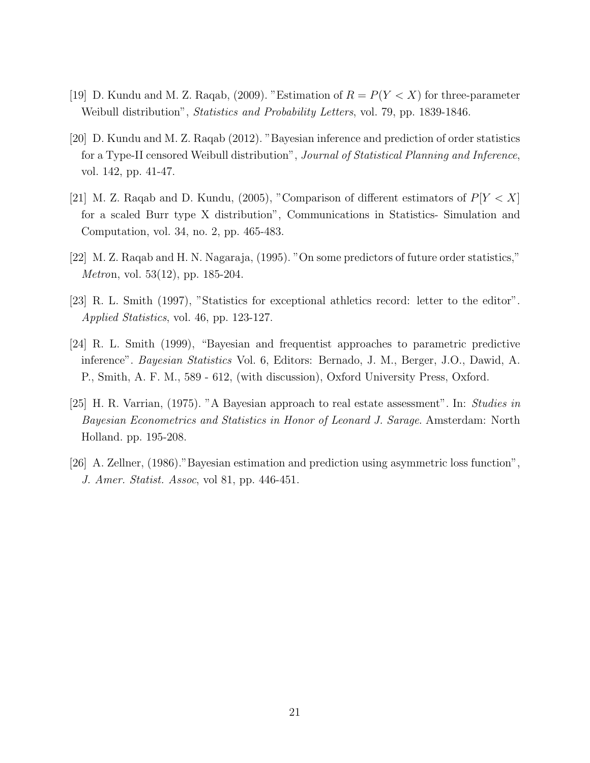[19] D. Kundu and M. Z. Raqab, (2009). "Estimation of $R = P(Y < X)$ for three-parameter Weibull distribution", *Statistics and Probability Letters*, vol. 79, pp. 1839-1846.

[20] D. Kundu and M. Z. Raqab (2012). "Bayesian inference and prediction of order statistics for a Type-II censored Weibull distribution", *Journal of Statistical Planning and Inference*, vol. 142, pp. 41-47.

[21] M. Z. Raqab and D. Kundu, (2005), "Comparison of different estimators of $P[Y < X]$ for a scaled Burr type X distribution", Communications in Statistics- Simulation and Computation, vol. 34, no. 2, pp. 465-483.

[22] M. Z. Raqab and H. N. Nagaraja, (1995). "On some predictors of future order statistics," *Metro*n, vol. 53(12), pp. 185-204.

[23] R. L. Smith (1997), "Statistics for exceptional athletics record: letter to the editor". *Applied Statistics*, vol. 46, pp. 123-127.

[24] R. L. Smith (1999), "Bayesian and frequentist approaches to parametric predictive inference". *Bayesian Statistics* Vol. 6, Editors: Bernado, J. M., Berger, J.O., Dawid, A. P., Smith, A. F. M., 589 - 612, (with discussion), Oxford University Press, Oxford.

[25] H. R. Varrian, (1975). "A Bayesian approach to real estate assessment". In: *Studies in Bayesian Econometrics and Statistics in Honor of Leonard J. Sarage*. Amsterdam: North Holland. pp. 195-208.

[26] A. Zellner, (1986)."Bayesian estimation and prediction using asymmetric loss function", *J. Amer. Statist. Assoc*, vol 81, pp. 446-451.